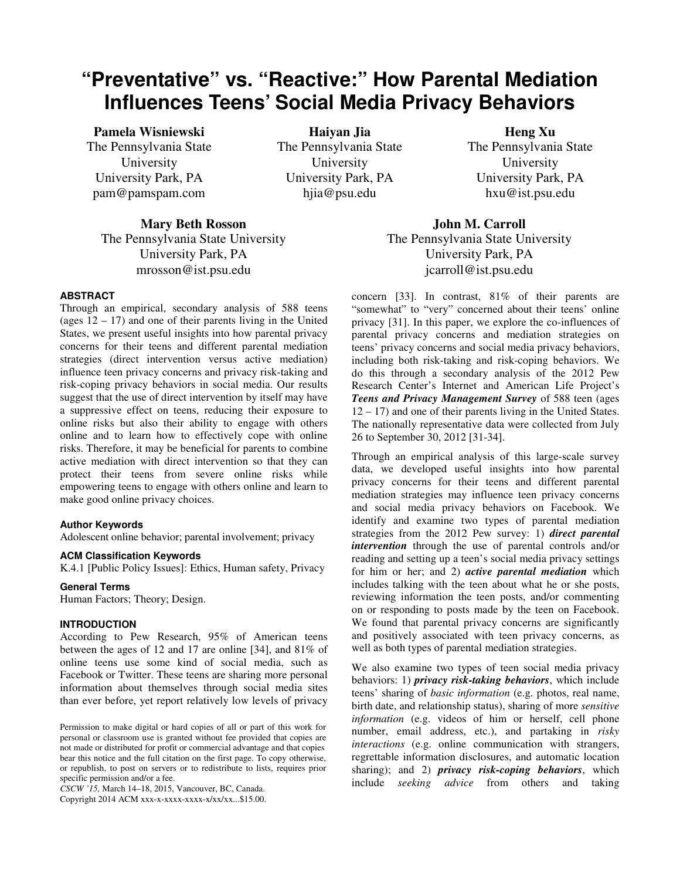# "Preventative" vs. "Reactive:" How Parental Mediation Influences Teens' Social Media Privacy Behaviors

**Pamela Wisniewski**
The Pennsylvania State University
University Park, PA
pam@pamspam.com

**Haiyan Jia**
The Pennsylvania State University
University Park, PA
hjia@psu.edu

**Heng Xu**
The Pennsylvania State University
University Park, PA
hxu@ist.psu.edu

**Mary Beth Rosson**
The Pennsylvania State University
University Park, PA
mrosson@ist.psu.edu

**John M. Carroll**
The Pennsylvania State University
University Park, PA
jcarroll@ist.psu.edu

## ABSTRACT

Through an empirical, secondary analysis of 588 teens (ages 12 – 17) and one of their parents living in the United States, we present useful insights into how parental privacy concerns for their teens and different parental mediation strategies (direct intervention versus active mediation) influence teen privacy concerns and privacy risk-taking and risk-coping privacy behaviors in social media. Our results suggest that the use of direct intervention by itself may have a suppressive effect on teens, reducing their exposure to online risks but also their ability to engage with others online and to learn how to effectively cope with online risks. Therefore, it may be beneficial for parents to combine active mediation with direct intervention so that they can protect their teens from severe online risks while empowering teens to engage with others online and learn to make good online privacy choices.

### Author Keywords

Adolescent online behavior; parental involvement; privacy

### ACM Classification Keywords

K.4.1 [Public Policy Issues]: Ethics, Human safety, Privacy

### General Terms

Human Factors; Theory; Design.

## INTRODUCTION

According to Pew Research, 95% of American teens between the ages of 12 and 17 are online [34], and 81% of online teens use some kind of social media, such as Facebook or Twitter. These teens are sharing more personal information about themselves through social media sites than ever before, yet report relatively low levels of privacy concern [33]. In contrast, 81% of their parents are "somewhat" to "very" concerned about their teens' online privacy [31]. In this paper, we explore the co-influences of parental privacy concerns and mediation strategies on teens' privacy concerns and social media privacy behaviors, including both risk-taking and risk-coping behaviors. We do this through a secondary analysis of the 2012 Pew Research Center's Internet and American Life Project's ***Teens and Privacy Management Survey*** of 588 teen (ages 12 – 17) and one of their parents living in the United States. The nationally representative data were collected from July 26 to September 30, 2012 [31-34].

Through an empirical analysis of this large-scale survey data, we developed useful insights into how parental privacy concerns for their teens and different parental mediation strategies may influence teen privacy concerns and social media privacy behaviors on Facebook. We identify and examine two types of parental mediation strategies from the 2012 Pew survey: 1) ***direct parental intervention*** through the use of parental controls and/or reading and setting up a teen's social media privacy settings for him or her; and 2) ***active parental mediation*** which includes talking with the teen about what he or she posts, reviewing information the teen posts, and/or commenting on or responding to posts made by the teen on Facebook. We found that parental privacy concerns are significantly and positively associated with teen privacy concerns, as well as both types of parental mediation strategies.

We also examine two types of teen social media privacy behaviors: 1) ***privacy risk-taking behaviors***, which include teens' sharing of *basic information* (e.g. photos, real name, birth date, and relationship status), sharing of more *sensitive information* (e.g. videos of him or herself, cell phone number, email address, etc.), and partaking in *risky interactions* (e.g. online communication with strangers, regrettable information disclosures, and automatic location sharing); and 2) ***privacy risk-coping behaviors***, which include *seeking advice* from others and taking

Permission to make digital or hard copies of all or part of this work for personal or classroom use is granted without fee provided that copies are not made or distributed for profit or commercial advantage and that copies bear this notice and the full citation on the first page. To copy otherwise, or republish, to post on servers or to redistribute to lists, requires prior specific permission and/or a fee.
*CSCW '15,* March 14–18, 2015, Vancouver, BC, Canada.
Copyright 2014 ACM xxx-x-xxxx-xxxx-x/xx/xx...$15.00.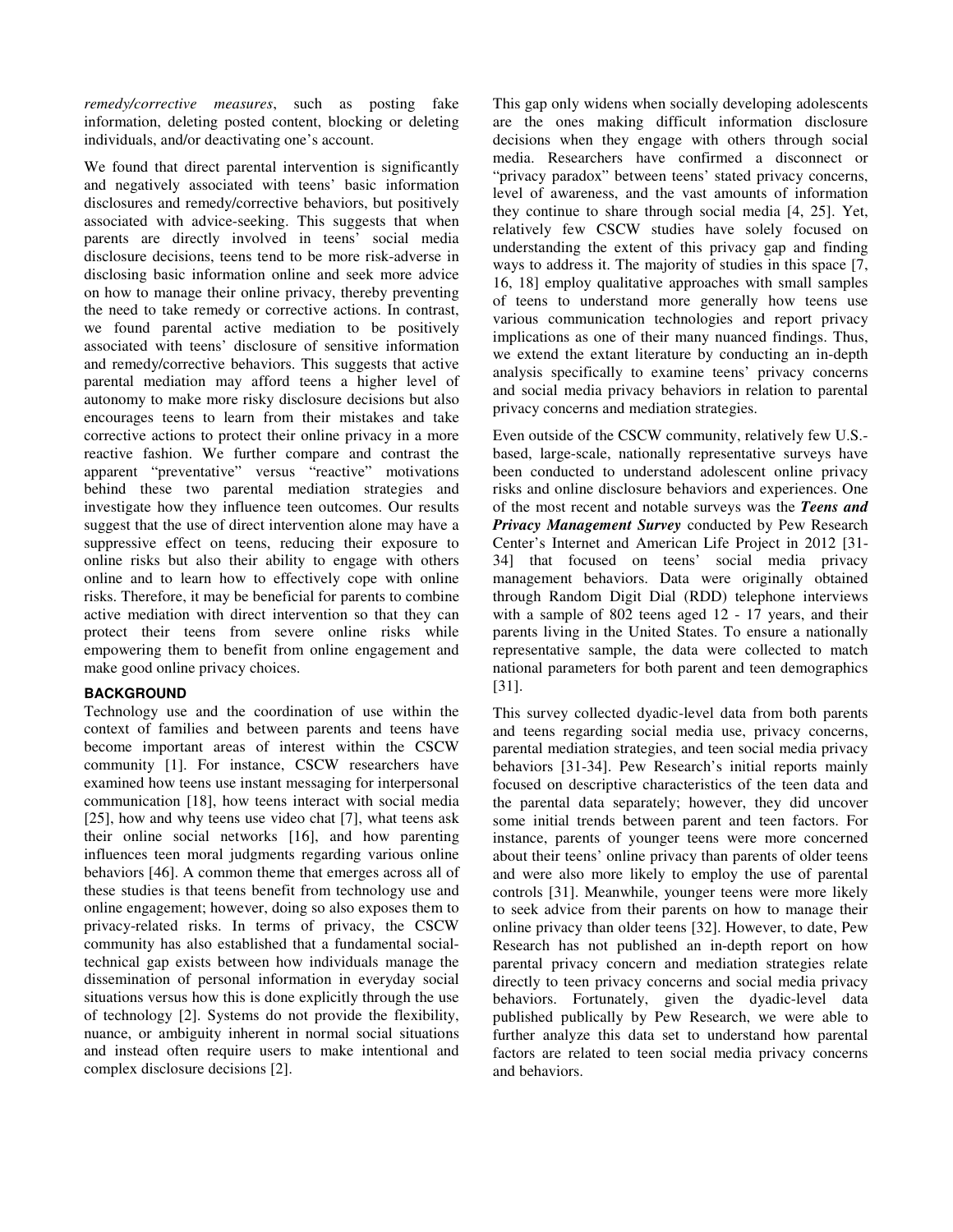*remedy/corrective measures*, such as posting fake information, deleting posted content, blocking or deleting individuals, and/or deactivating one's account.

We found that direct parental intervention is significantly and negatively associated with teens' basic information disclosures and remedy/corrective behaviors, but positively associated with advice-seeking. This suggests that when parents are directly involved in teens' social media disclosure decisions, teens tend to be more risk-adverse in disclosing basic information online and seek more advice on how to manage their online privacy, thereby preventing the need to take remedy or corrective actions. In contrast, we found parental active mediation to be positively associated with teens' disclosure of sensitive information and remedy/corrective behaviors. This suggests that active parental mediation may afford teens a higher level of autonomy to make more risky disclosure decisions but also encourages teens to learn from their mistakes and take corrective actions to protect their online privacy in a more reactive fashion. We further compare and contrast the apparent "preventative" versus "reactive" motivations behind these two parental mediation strategies and investigate how they influence teen outcomes. Our results suggest that the use of direct intervention alone may have a suppressive effect on teens, reducing their exposure to online risks but also their ability to engage with others online and to learn how to effectively cope with online risks. Therefore, it may be beneficial for parents to combine active mediation with direct intervention so that they can protect their teens from severe online risks while empowering them to benefit from online engagement and make good online privacy choices.

## BACKGROUND

Technology use and the coordination of use within the context of families and between parents and teens have become important areas of interest within the CSCW community [1]. For instance, CSCW researchers have examined how teens use instant messaging for interpersonal communication [18], how teens interact with social media [25], how and why teens use video chat [7], what teens ask their online social networks [16], and how parenting influences teen moral judgments regarding various online behaviors [46]. A common theme that emerges across all of these studies is that teens benefit from technology use and online engagement; however, doing so also exposes them to privacy-related risks. In terms of privacy, the CSCW community has also established that a fundamental social-technical gap exists between how individuals manage the dissemination of personal information in everyday social situations versus how this is done explicitly through the use of technology [2]. Systems do not provide the flexibility, nuance, or ambiguity inherent in normal social situations and instead often require users to make intentional and complex disclosure decisions [2].

This gap only widens when socially developing adolescents are the ones making difficult information disclosure decisions when they engage with others through social media. Researchers have confirmed a disconnect or "privacy paradox" between teens' stated privacy concerns, level of awareness, and the vast amounts of information they continue to share through social media [4, 25]. Yet, relatively few CSCW studies have solely focused on understanding the extent of this privacy gap and finding ways to address it. The majority of studies in this space [7, 16, 18] employ qualitative approaches with small samples of teens to understand more generally how teens use various communication technologies and report privacy implications as one of their many nuanced findings. Thus, we extend the extant literature by conducting an in-depth analysis specifically to examine teens' privacy concerns and social media privacy behaviors in relation to parental privacy concerns and mediation strategies.

Even outside of the CSCW community, relatively few U.S.-based, large-scale, nationally representative surveys have been conducted to understand adolescent online privacy risks and online disclosure behaviors and experiences. One of the most recent and notable surveys was the ***Teens and Privacy Management Survey*** conducted by Pew Research Center's Internet and American Life Project in 2012 [31-34] that focused on teens' social media privacy management behaviors. Data were originally obtained through Random Digit Dial (RDD) telephone interviews with a sample of 802 teens aged 12 - 17 years, and their parents living in the United States. To ensure a nationally representative sample, the data were collected to match national parameters for both parent and teen demographics [31].

This survey collected dyadic-level data from both parents and teens regarding social media use, privacy concerns, parental mediation strategies, and teen social media privacy behaviors [31-34]. Pew Research's initial reports mainly focused on descriptive characteristics of the teen data and the parental data separately; however, they did uncover some initial trends between parent and teen factors. For instance, parents of younger teens were more concerned about their teens' online privacy than parents of older teens and were also more likely to employ the use of parental controls [31]. Meanwhile, younger teens were more likely to seek advice from their parents on how to manage their online privacy than older teens [32]. However, to date, Pew Research has not published an in-depth report on how parental privacy concern and mediation strategies relate directly to teen privacy concerns and social media privacy behaviors. Fortunately, given the dyadic-level data published publically by Pew Research, we were able to further analyze this data set to understand how parental factors are related to teen social media privacy concerns and behaviors.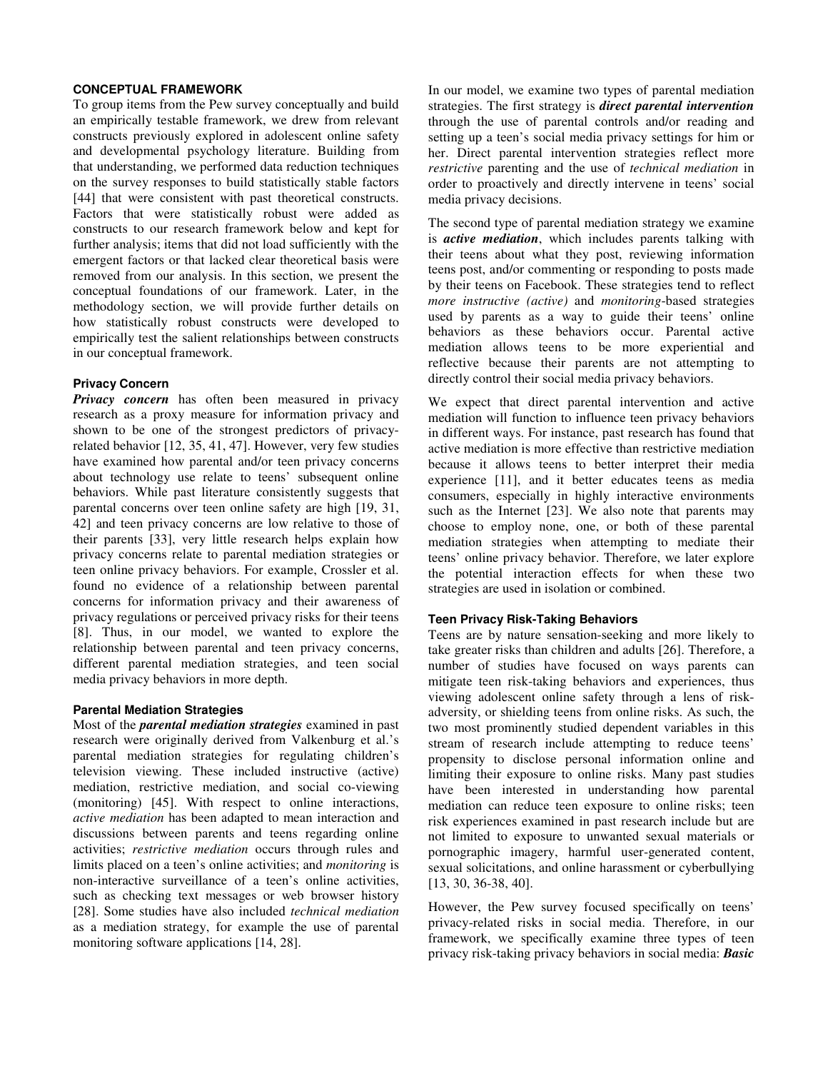## CONCEPTUAL FRAMEWORK

To group items from the Pew survey conceptually and build an empirically testable framework, we drew from relevant constructs previously explored in adolescent online safety and developmental psychology literature. Building from that understanding, we performed data reduction techniques on the survey responses to build statistically stable factors [44] that were consistent with past theoretical constructs. Factors that were statistically robust were added as constructs to our research framework below and kept for further analysis; items that did not load sufficiently with the emergent factors or that lacked clear theoretical basis were removed from our analysis. In this section, we present the conceptual foundations of our framework. Later, in the methodology section, we will provide further details on how statistically robust constructs were developed to empirically test the salient relationships between constructs in our conceptual framework.

### Privacy Concern

***Privacy concern*** has often been measured in privacy research as a proxy measure for information privacy and shown to be one of the strongest predictors of privacy-related behavior [12, 35, 41, 47]. However, very few studies have examined how parental and/or teen privacy concerns about technology use relate to teens' subsequent online behaviors. While past literature consistently suggests that parental concerns over teen online safety are high [19, 31, 42] and teen privacy concerns are low relative to those of their parents [33], very little research helps explain how privacy concerns relate to parental mediation strategies or teen online privacy behaviors. For example, Crossler et al. found no evidence of a relationship between parental concerns for information privacy and their awareness of privacy regulations or perceived privacy risks for their teens [8]. Thus, in our model, we wanted to explore the relationship between parental and teen privacy concerns, different parental mediation strategies, and teen social media privacy behaviors in more depth.

### Parental Mediation Strategies

Most of the ***parental mediation strategies*** examined in past research were originally derived from Valkenburg et al.'s parental mediation strategies for regulating children's television viewing. These included instructive (active) mediation, restrictive mediation, and social co-viewing (monitoring) [45]. With respect to online interactions, *active mediation* has been adapted to mean interaction and discussions between parents and teens regarding online activities; *restrictive mediation* occurs through rules and limits placed on a teen's online activities; and *monitoring* is non-interactive surveillance of a teen's online activities, such as checking text messages or web browser history [28]. Some studies have also included *technical mediation* as a mediation strategy, for example the use of parental monitoring software applications [14, 28].

In our model, we examine two types of parental mediation strategies. The first strategy is ***direct parental intervention*** through the use of parental controls and/or reading and setting up a teen's social media privacy settings for him or her. Direct parental intervention strategies reflect more *restrictive* parenting and the use of *technical mediation* in order to proactively and directly intervene in teens' social media privacy decisions.

The second type of parental mediation strategy we examine is ***active mediation***, which includes parents talking with their teens about what they post, reviewing information teens post, and/or commenting or responding to posts made by their teens on Facebook. These strategies tend to reflect *more instructive (active)* and *monitoring*-based strategies used by parents as a way to guide their teens' online behaviors as these behaviors occur. Parental active mediation allows teens to be more experiential and reflective because their parents are not attempting to directly control their social media privacy behaviors.

We expect that direct parental intervention and active mediation will function to influence teen privacy behaviors in different ways. For instance, past research has found that active mediation is more effective than restrictive mediation because it allows teens to better interpret their media experience [11], and it better educates teens as media consumers, especially in highly interactive environments such as the Internet [23]. We also note that parents may choose to employ none, one, or both of these parental mediation strategies when attempting to mediate their teens' online privacy behavior. Therefore, we later explore the potential interaction effects for when these two strategies are used in isolation or combined.

### Teen Privacy Risk-Taking Behaviors

Teens are by nature sensation-seeking and more likely to take greater risks than children and adults [26]. Therefore, a number of studies have focused on ways parents can mitigate teen risk-taking behaviors and experiences, thus viewing adolescent online safety through a lens of risk-adversity, or shielding teens from online risks. As such, the two most prominently studied dependent variables in this stream of research include attempting to reduce teens' propensity to disclose personal information online and limiting their exposure to online risks. Many past studies have been interested in understanding how parental mediation can reduce teen exposure to online risks; teen risk experiences examined in past research include but are not limited to exposure to unwanted sexual materials or pornographic imagery, harmful user-generated content, sexual solicitations, and online harassment or cyberbullying [13, 30, 36-38, 40].

However, the Pew survey focused specifically on teens' privacy-related risks in social media. Therefore, in our framework, we specifically examine three types of teen privacy risk-taking privacy behaviors in social media: ***Basic***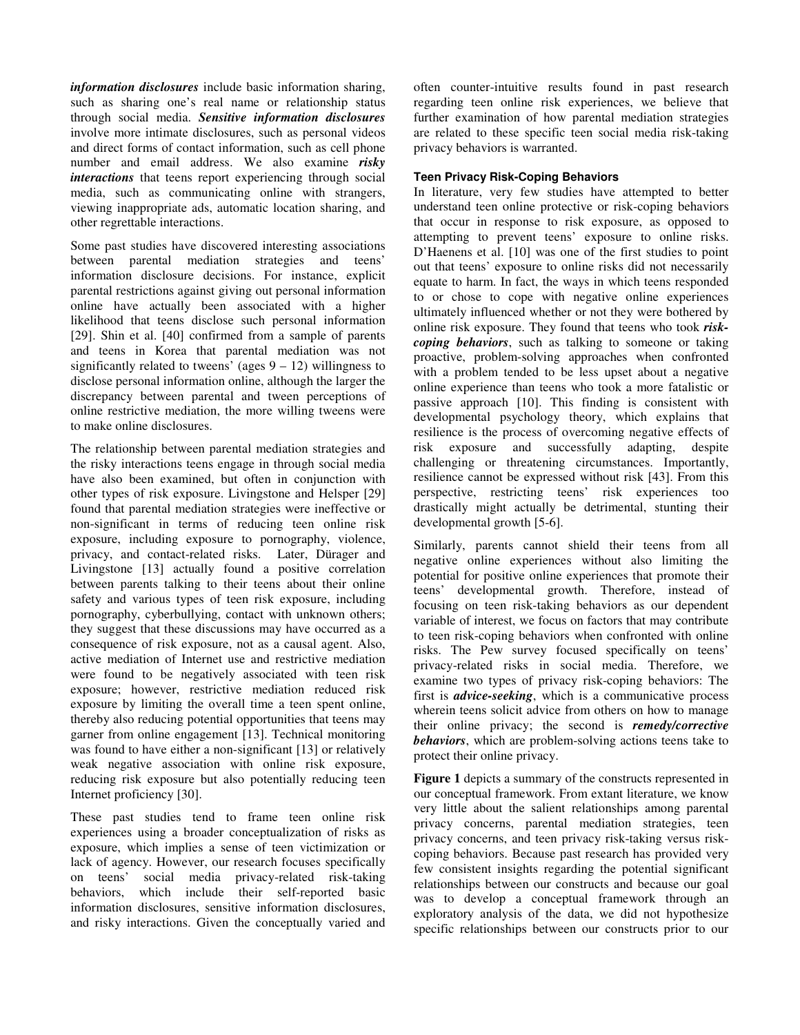***information disclosures*** include basic information sharing, such as sharing one's real name or relationship status through social media. ***Sensitive information disclosures*** involve more intimate disclosures, such as personal videos and direct forms of contact information, such as cell phone number and email address. We also examine ***risky interactions*** that teens report experiencing through social media, such as communicating online with strangers, viewing inappropriate ads, automatic location sharing, and other regrettable interactions.

Some past studies have discovered interesting associations between parental mediation strategies and teens' information disclosure decisions. For instance, explicit parental restrictions against giving out personal information online have actually been associated with a higher likelihood that teens disclose such personal information [29]. Shin et al. [40] confirmed from a sample of parents and teens in Korea that parental mediation was not significantly related to tweens' (ages 9 – 12) willingness to disclose personal information online, although the larger the discrepancy between parental and tween perceptions of online restrictive mediation, the more willing tweens were to make online disclosures.

The relationship between parental mediation strategies and the risky interactions teens engage in through social media have also been examined, but often in conjunction with other types of risk exposure. Livingstone and Helsper [29] found that parental mediation strategies were ineffective or non-significant in terms of reducing teen online risk exposure, including exposure to pornography, violence, privacy, and contact-related risks. Later, Dürager and Livingstone [13] actually found a positive correlation between parents talking to their teens about their online safety and various types of teen risk exposure, including pornography, cyberbullying, contact with unknown others; they suggest that these discussions may have occurred as a consequence of risk exposure, not as a causal agent. Also, active mediation of Internet use and restrictive mediation were found to be negatively associated with teen risk exposure; however, restrictive mediation reduced risk exposure by limiting the overall time a teen spent online, thereby also reducing potential opportunities that teens may garner from online engagement [13]. Technical monitoring was found to have either a non-significant [13] or relatively weak negative association with online risk exposure, reducing risk exposure but also potentially reducing teen Internet proficiency [30].

These past studies tend to frame teen online risk experiences using a broader conceptualization of risks as exposure, which implies a sense of teen victimization or lack of agency. However, our research focuses specifically on teens' social media privacy-related risk-taking behaviors, which include their self-reported basic information disclosures, sensitive information disclosures, and risky interactions. Given the conceptually varied and often counter-intuitive results found in past research regarding teen online risk experiences, we believe that further examination of how parental mediation strategies are related to these specific teen social media risk-taking privacy behaviors is warranted.

### Teen Privacy Risk-Coping Behaviors

In literature, very few studies have attempted to better understand teen online protective or risk-coping behaviors that occur in response to risk exposure, as opposed to attempting to prevent teens' exposure to online risks. D'Haenens et al. [10] was one of the first studies to point out that teens' exposure to online risks did not necessarily equate to harm. In fact, the ways in which teens responded to or chose to cope with negative online experiences ultimately influenced whether or not they were bothered by online risk exposure. They found that teens who took ***risk-coping behaviors***, such as talking to someone or taking proactive, problem-solving approaches when confronted with a problem tended to be less upset about a negative online experience than teens who took a more fatalistic or passive approach [10]. This finding is consistent with developmental psychology theory, which explains that resilience is the process of overcoming negative effects of risk exposure and successfully adapting, despite challenging or threatening circumstances. Importantly, resilience cannot be expressed without risk [43]. From this perspective, restricting teens' risk experiences too drastically might actually be detrimental, stunting their developmental growth [5-6].

Similarly, parents cannot shield their teens from all negative online experiences without also limiting the potential for positive online experiences that promote their teens' developmental growth. Therefore, instead of focusing on teen risk-taking behaviors as our dependent variable of interest, we focus on factors that may contribute to teen risk-coping behaviors when confronted with online risks. The Pew survey focused specifically on teens' privacy-related risks in social media. Therefore, we examine two types of privacy risk-coping behaviors: The first is ***advice-seeking***, which is a communicative process wherein teens solicit advice from others on how to manage their online privacy; the second is ***remedy/corrective behaviors***, which are problem-solving actions teens take to protect their online privacy.

**Figure 1** depicts a summary of the constructs represented in our conceptual framework. From extant literature, we know very little about the salient relationships among parental privacy concerns, parental mediation strategies, teen privacy concerns, and teen privacy risk-taking versus risk-coping behaviors. Because past research has provided very few consistent insights regarding the potential significant relationships between our constructs and because our goal was to develop a conceptual framework through an exploratory analysis of the data, we did not hypothesize specific relationships between our constructs prior to our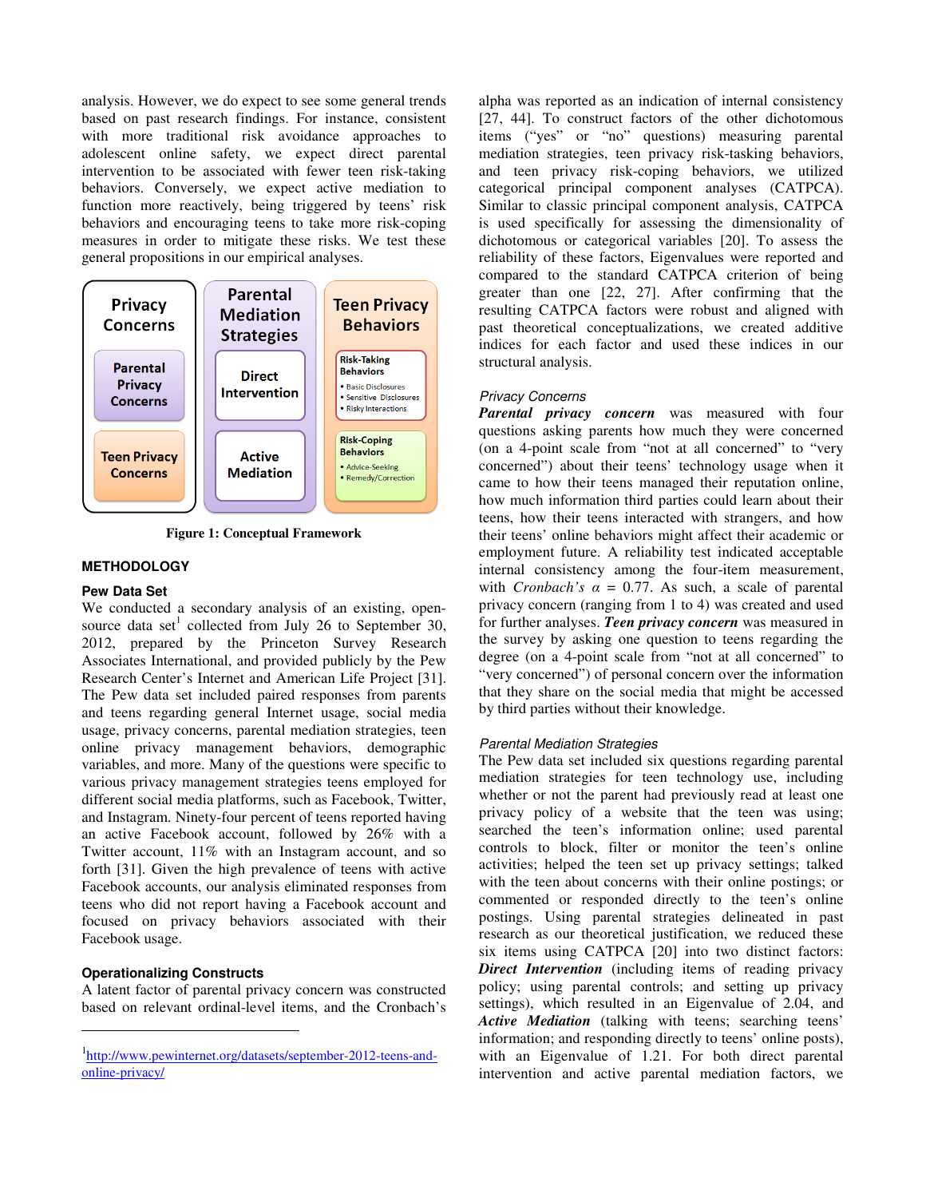analysis. However, we do expect to see some general trends based on past research findings. For instance, consistent with more traditional risk avoidance approaches to adolescent online safety, we expect direct parental intervention to be associated with fewer teen risk-taking behaviors. Conversely, we expect active mediation to function more reactively, being triggered by teens' risk behaviors and encouraging teens to take more risk-coping measures in order to mitigate these risks. We test these general propositions in our empirical analyses.

| Privacy Concerns | Parental Mediation Strategies | Teen Privacy Behaviors |
|---|---|---|
| Parental Privacy Concerns | Direct Intervention | Risk-Taking Behaviors: • Basic Disclosures • Sensitive Disclosures • Risky Interactions |
| Teen Privacy Concerns | Active Mediation | Risk-Coping Behaviors: • Advice-Seeking • Remedy/Correction |

**Figure 1: Conceptual Framework**

## METHODOLOGY

### Pew Data Set

We conducted a secondary analysis of an existing, open-source data set[1] collected from July 26 to September 30, 2012, prepared by the Princeton Survey Research Associates International, and provided publicly by the Pew Research Center's Internet and American Life Project [31]. The Pew data set included paired responses from parents and teens regarding general Internet usage, social media usage, privacy concerns, parental mediation strategies, teen online privacy management behaviors, demographic variables, and more. Many of the questions were specific to various privacy management strategies teens employed for different social media platforms, such as Facebook, Twitter, and Instagram. Ninety-four percent of teens reported having an active Facebook account, followed by 26% with a Twitter account, 11% with an Instagram account, and so forth [31]. Given the high prevalence of teens with active Facebook accounts, our analysis eliminated responses from teens who did not report having a Facebook account and focused on privacy behaviors associated with their Facebook usage.

### Operationalizing Constructs

A latent factor of parental privacy concern was constructed based on relevant ordinal-level items, and the Cronbach's alpha was reported as an indication of internal consistency [27, 44]. To construct factors of the other dichotomous items ("yes" or "no" questions) measuring parental mediation strategies, teen privacy risk-tasking behaviors, and teen privacy risk-coping behaviors, we utilized categorical principal component analyses (CATPCA). Similar to classic principal component analysis, CATPCA is used specifically for assessing the dimensionality of dichotomous or categorical variables [20]. To assess the reliability of these factors, Eigenvalues were reported and compared to the standard CATPCA criterion of being greater than one [22, 27]. After confirming that the resulting CATPCA factors were robust and aligned with past theoretical conceptualizations, we created additive indices for each factor and used these indices in our structural analysis.

#### *Privacy Concerns*

***Parental privacy concern*** was measured with four questions asking parents how much they were concerned (on a 4-point scale from "not at all concerned" to "very concerned") about their teens' technology usage when it came to how their teens managed their reputation online, how much information third parties could learn about their teens, how their teens interacted with strangers, and how their teens' online behaviors might affect their academic or employment future. A reliability test indicated acceptable internal consistency among the four-item measurement, with *Cronbach's* $\alpha = 0.77$. As such, a scale of parental privacy concern (ranging from 1 to 4) was created and used for further analyses. ***Teen privacy concern*** was measured in the survey by asking one question to teens regarding the degree (on a 4-point scale from "not at all concerned" to "very concerned") of personal concern over the information that they share on the social media that might be accessed by third parties without their knowledge.

#### *Parental Mediation Strategies*

The Pew data set included six questions regarding parental mediation strategies for teen technology use, including whether or not the parent had previously read at least one privacy policy of a website that the teen was using; searched the teen's information online; used parental controls to block, filter or monitor the teen's online activities; helped the teen set up privacy settings; talked with the teen about concerns with their online postings; or commented or responded directly to the teen's online postings. Using parental strategies delineated in past research as our theoretical justification, we reduced these six items using CATPCA [20] into two distinct factors: ***Direct Intervention*** (including items of reading privacy policy; using parental controls; and setting up privacy settings), which resulted in an Eigenvalue of 2.04, and ***Active Mediation*** (talking with teens; searching teens' information; and responding directly to teens' online posts), with an Eigenvalue of 1.21. For both direct parental intervention and active parental mediation factors, we

[1] http://www.pewinternet.org/datasets/september-2012-teens-and-online-privacy/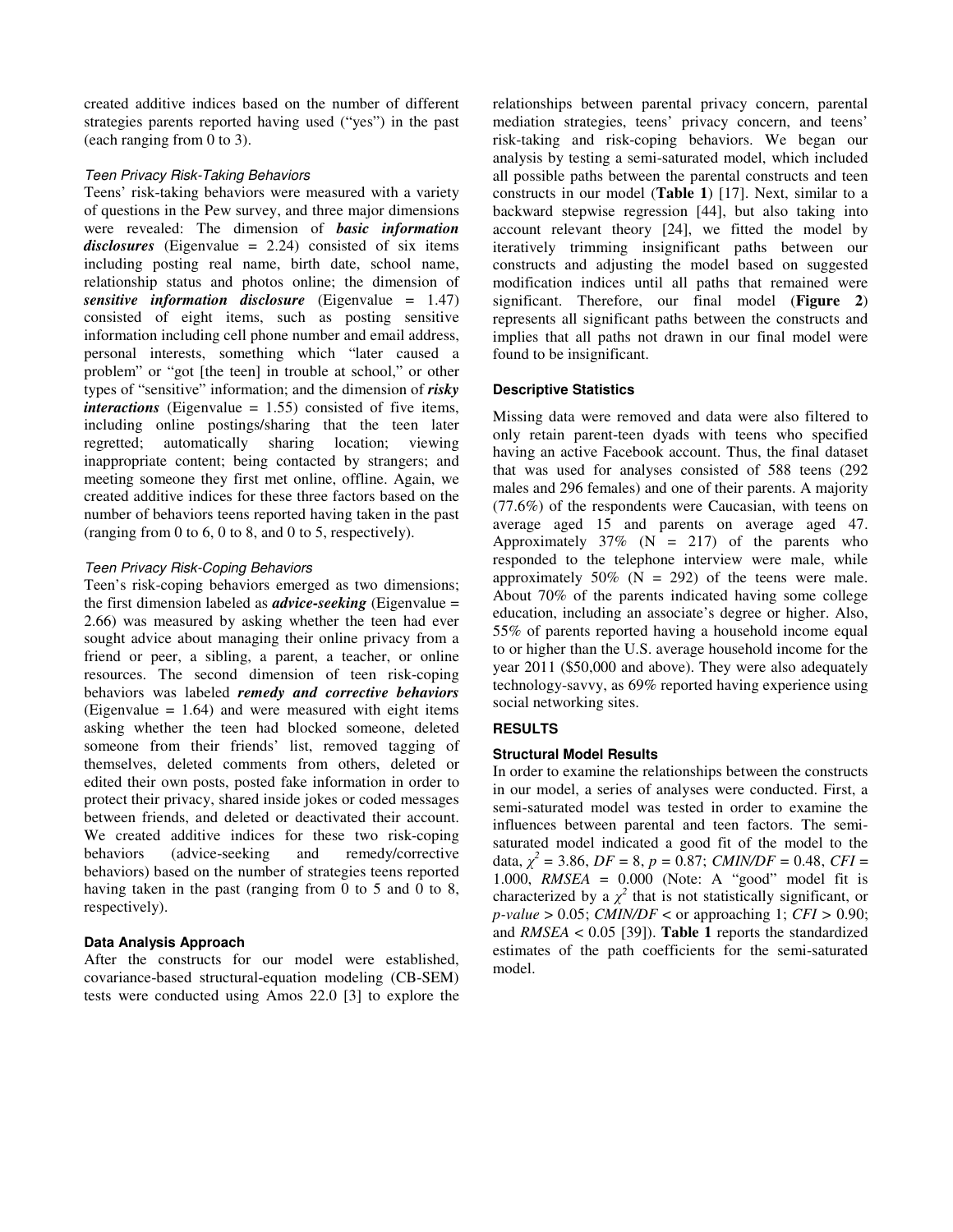created additive indices based on the number of different strategies parents reported having used ("yes") in the past (each ranging from 0 to 3).

#### *Teen Privacy Risk-Taking Behaviors*

Teens' risk-taking behaviors were measured with a variety of questions in the Pew survey, and three major dimensions were revealed: The dimension of ***basic information disclosures*** (Eigenvalue = 2.24) consisted of six items including posting real name, birth date, school name, relationship status and photos online; the dimension of ***sensitive information disclosure*** (Eigenvalue = 1.47) consisted of eight items, such as posting sensitive information including cell phone number and email address, personal interests, something which "later caused a problem" or "got [the teen] in trouble at school," or other types of "sensitive" information; and the dimension of ***risky interactions*** (Eigenvalue = 1.55) consisted of five items, including online postings/sharing that the teen later regretted; automatically sharing location; viewing inappropriate content; being contacted by strangers; and meeting someone they first met online, offline. Again, we created additive indices for these three factors based on the number of behaviors teens reported having taken in the past (ranging from 0 to 6, 0 to 8, and 0 to 5, respectively).

#### *Teen Privacy Risk-Coping Behaviors*

Teen's risk-coping behaviors emerged as two dimensions; the first dimension labeled as ***advice-seeking*** (Eigenvalue = 2.66) was measured by asking whether the teen had ever sought advice about managing their online privacy from a friend or peer, a sibling, a parent, a teacher, or online resources. The second dimension of teen risk-coping behaviors was labeled ***remedy and corrective behaviors*** (Eigenvalue = 1.64) and were measured with eight items asking whether the teen had blocked someone, deleted someone from their friends' list, removed tagging of themselves, deleted comments from others, deleted or edited their own posts, posted fake information in order to protect their privacy, shared inside jokes or coded messages between friends, and deleted or deactivated their account. We created additive indices for these two risk-coping behaviors (advice-seeking and remedy/corrective behaviors) based on the number of strategies teens reported having taken in the past (ranging from 0 to 5 and 0 to 8, respectively).

### Data Analysis Approach

After the constructs for our model were established, covariance-based structural-equation modeling (CB-SEM) tests were conducted using Amos 22.0 [3] to explore the relationships between parental privacy concern, parental mediation strategies, teens' privacy concern, and teens' risk-taking and risk-coping behaviors. We began our analysis by testing a semi-saturated model, which included all possible paths between the parental constructs and teen constructs in our model (**Table 1**) [17]. Next, similar to a backward stepwise regression [44], but also taking into account relevant theory [24], we fitted the model by iteratively trimming insignificant paths between our constructs and adjusting the model based on suggested modification indices until all paths that remained were significant. Therefore, our final model (**Figure 2**) represents all significant paths between the constructs and implies that all paths not drawn in our final model were found to be insignificant.

### Descriptive Statistics

Missing data were removed and data were also filtered to only retain parent-teen dyads with teens who specified having an active Facebook account. Thus, the final dataset that was used for analyses consisted of 588 teens (292 males and 296 females) and one of their parents. A majority (77.6%) of the respondents were Caucasian, with teens on average aged 15 and parents on average aged 47. Approximately 37% (N = 217) of the parents who responded to the telephone interview were male, while approximately 50% (N = 292) of the teens were male. About 70% of the parents indicated having some college education, including an associate's degree or higher. Also, 55% of parents reported having a household income equal to or higher than the U.S. average household income for the year 2011 ($50,000 and above). They were also adequately technology-savvy, as 69% reported having experience using social networking sites.

## RESULTS

### Structural Model Results

In order to examine the relationships between the constructs in our model, a series of analyses were conducted. First, a semi-saturated model was tested in order to examine the influences between parental and teen factors. The semi-saturated model indicated a good fit of the model to the data, $\chi^2 = 3.86$, $DF = 8$, $p = 0.87$; $CMIN/DF = 0.48$, $CFI = 1.000$, $RMSEA = 0.000$ (Note: A "good" model fit is characterized by a $\chi^2$ that is not statistically significant, or $p\text{-}value > 0.05$; $CMIN/DF <$ or approaching 1; $CFI > 0.90$; and $RMSEA < 0.05$ [39]). **Table 1** reports the standardized estimates of the path coefficients for the semi-saturated model.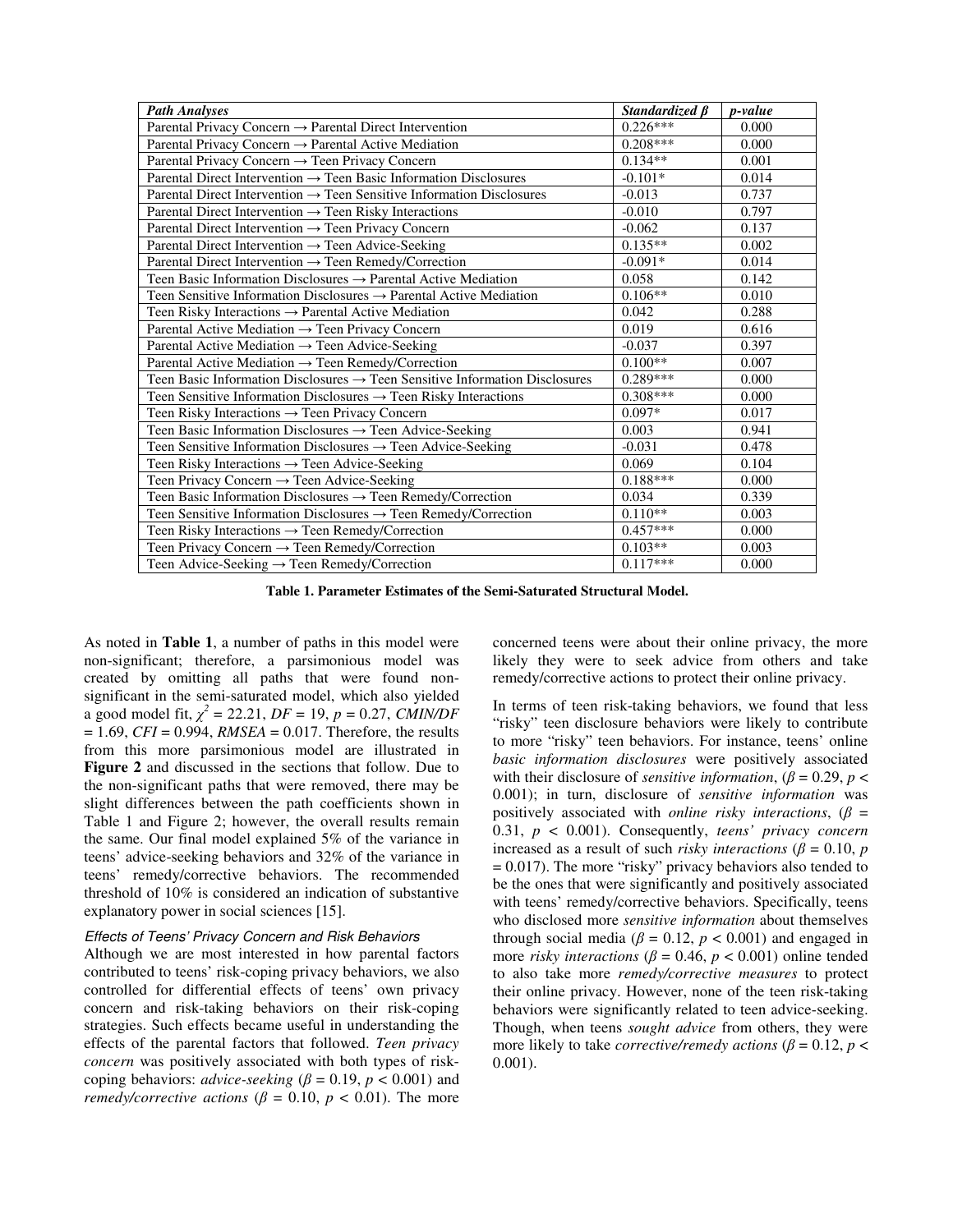| *Path Analyses* | *Standardized β* | *p-value* |
|---|---|---|
| Parental Privacy Concern → Parental Direct Intervention | 0.226*** | 0.000 |
| Parental Privacy Concern → Parental Active Mediation | 0.208*** | 0.000 |
| Parental Privacy Concern → Teen Privacy Concern | 0.134** | 0.001 |
| Parental Direct Intervention → Teen Basic Information Disclosures | -0.101* | 0.014 |
| Parental Direct Intervention → Teen Sensitive Information Disclosures | -0.013 | 0.737 |
| Parental Direct Intervention → Teen Risky Interactions | -0.010 | 0.797 |
| Parental Direct Intervention → Teen Privacy Concern | -0.062 | 0.137 |
| Parental Direct Intervention → Teen Advice-Seeking | 0.135** | 0.002 |
| Parental Direct Intervention → Teen Remedy/Correction | -0.091* | 0.014 |
| Teen Basic Information Disclosures → Parental Active Mediation | 0.058 | 0.142 |
| Teen Sensitive Information Disclosures → Parental Active Mediation | 0.106** | 0.010 |
| Teen Risky Interactions → Parental Active Mediation | 0.042 | 0.288 |
| Parental Active Mediation → Teen Privacy Concern | 0.019 | 0.616 |
| Parental Active Mediation → Teen Advice-Seeking | -0.037 | 0.397 |
| Parental Active Mediation → Teen Remedy/Correction | 0.100** | 0.007 |
| Teen Basic Information Disclosures → Teen Sensitive Information Disclosures | 0.289*** | 0.000 |
| Teen Sensitive Information Disclosures → Teen Risky Interactions | 0.308*** | 0.000 |
| Teen Risky Interactions → Teen Privacy Concern | 0.097* | 0.017 |
| Teen Basic Information Disclosures → Teen Advice-Seeking | 0.003 | 0.941 |
| Teen Sensitive Information Disclosures → Teen Advice-Seeking | -0.031 | 0.478 |
| Teen Risky Interactions → Teen Advice-Seeking | 0.069 | 0.104 |
| Teen Privacy Concern → Teen Advice-Seeking | 0.188*** | 0.000 |
| Teen Basic Information Disclosures → Teen Remedy/Correction | 0.034 | 0.339 |
| Teen Sensitive Information Disclosures → Teen Remedy/Correction | 0.110** | 0.003 |
| Teen Risky Interactions → Teen Remedy/Correction | 0.457*** | 0.000 |
| Teen Privacy Concern → Teen Remedy/Correction | 0.103** | 0.003 |
| Teen Advice-Seeking → Teen Remedy/Correction | 0.117*** | 0.000 |

**Table 1. Parameter Estimates of the Semi-Saturated Structural Model.**

As noted in **Table 1**, a number of paths in this model were non-significant; therefore, a parsimonious model was created by omitting all paths that were found non-significant in the semi-saturated model, which also yielded a good model fit, $\chi^2 = 22.21$, $DF = 19$, $p = 0.27$, $CMIN/DF = 1.69$, $CFI = 0.994$, $RMSEA = 0.017$. Therefore, the results from this more parsimonious model are illustrated in **Figure 2** and discussed in the sections that follow. Due to the non-significant paths that were removed, there may be slight differences between the path coefficients shown in Table 1 and Figure 2; however, the overall results remain the same. Our final model explained 5% of the variance in teens' advice-seeking behaviors and 32% of the variance in teens' remedy/corrective behaviors. The recommended threshold of 10% is considered an indication of substantive explanatory power in social sciences [15].

### *Effects of Teens' Privacy Concern and Risk Behaviors*

Although we are most interested in how parental factors contributed to teens' risk-coping privacy behaviors, we also controlled for differential effects of teens' own privacy concern and risk-taking behaviors on their risk-coping strategies. Such effects became useful in understanding the effects of the parental factors that followed. *Teen privacy concern* was positively associated with both types of risk-coping behaviors: *advice-seeking* ($\beta = 0.19$, $p < 0.001$) and *remedy/corrective actions* ($\beta = 0.10$, $p < 0.01$). The more concerned teens were about their online privacy, the more likely they were to seek advice from others and take remedy/corrective actions to protect their online privacy.

In terms of teen risk-taking behaviors, we found that less "risky" teen disclosure behaviors were likely to contribute to more "risky" teen behaviors. For instance, teens' online *basic information disclosures* were positively associated with their disclosure of *sensitive information*, ($\beta = 0.29$, $p < 0.001$); in turn, disclosure of *sensitive information* was positively associated with *online risky interactions*, ($\beta = 0.31$, $p < 0.001$). Consequently, *teens' privacy concern* increased as a result of such *risky interactions* ($\beta = 0.10$, $p = 0.017$). The more "risky" privacy behaviors also tended to be the ones that were significantly and positively associated with teens' remedy/corrective behaviors. Specifically, teens who disclosed more *sensitive information* about themselves through social media ($\beta = 0.12$, $p < 0.001$) and engaged in more *risky interactions* ($\beta = 0.46$, $p < 0.001$) online tended to also take more *remedy/corrective measures* to protect their online privacy. However, none of the teen risk-taking behaviors were significantly related to teen advice-seeking. Though, when teens *sought advice* from others, they were more likely to take *corrective/remedy actions* ($\beta = 0.12$, $p < 0.001$).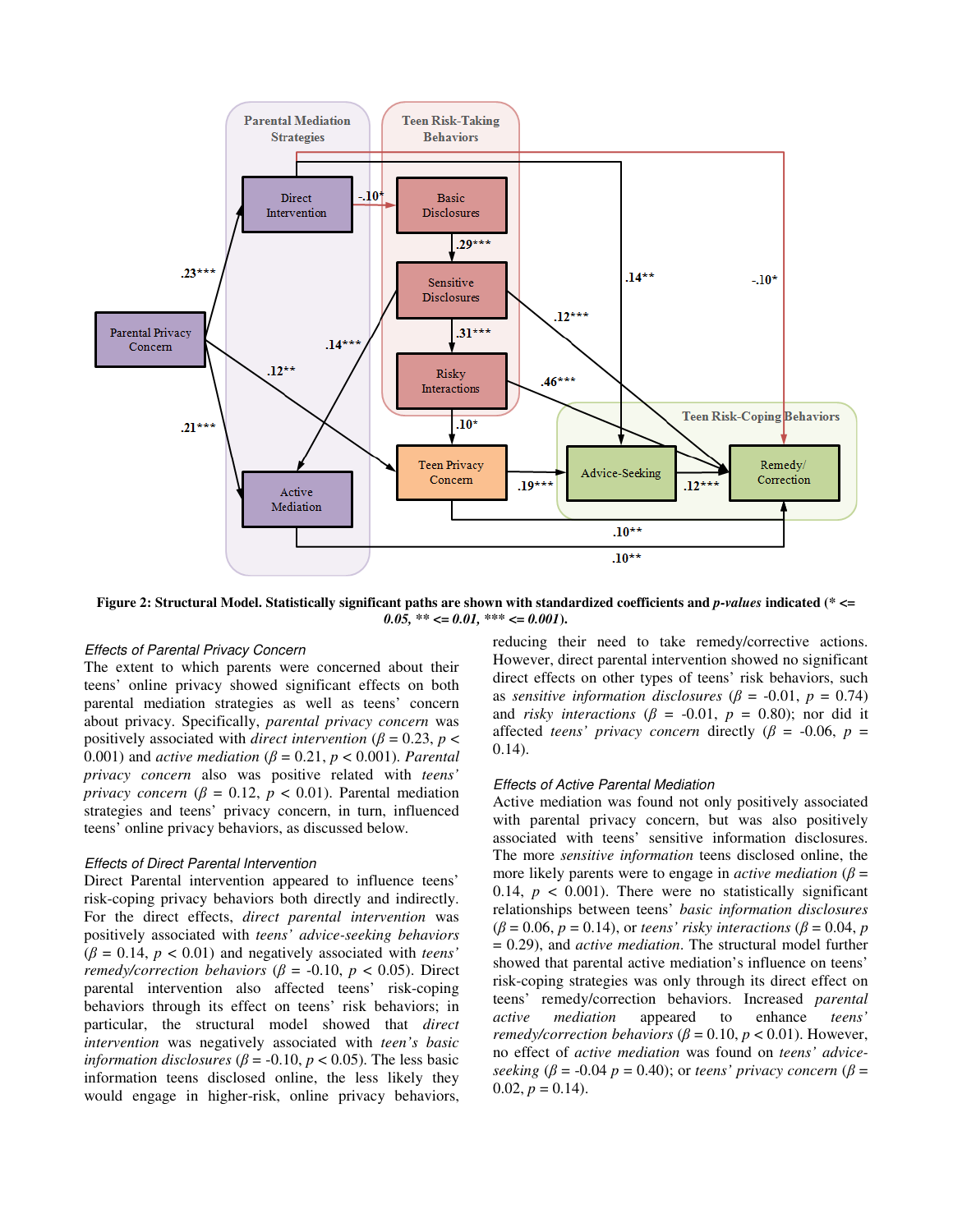**Figure 2: Structural Model. Statistically significant paths are shown with standardized coefficients and *p-values* indicated (* <= *0.05, ** <= 0.01, *** <= 0.001*).**

### *Effects of Parental Privacy Concern*

The extent to which parents were concerned about their teens' online privacy showed significant effects on both parental mediation strategies as well as teens' concern about privacy. Specifically, *parental privacy concern* was positively associated with *direct intervention* ($\beta = 0.23$, $p < 0.001$) and *active mediation* ($\beta = 0.21$, $p < 0.001$). *Parental privacy concern* also was positive related with *teens' privacy concern* ($\beta = 0.12$, $p < 0.01$). Parental mediation strategies and teens' privacy concern, in turn, influenced teens' online privacy behaviors, as discussed below.

### *Effects of Direct Parental Intervention*

Direct Parental intervention appeared to influence teens' risk-coping privacy behaviors both directly and indirectly. For the direct effects, *direct parental intervention* was positively associated with *teens' advice-seeking behaviors* ($\beta = 0.14$, $p < 0.01$) and negatively associated with *teens' remedy/correction behaviors* ($\beta = -0.10$, $p < 0.05$). Direct parental intervention also affected teens' risk-coping behaviors through its effect on teens' risk behaviors; in particular, the structural model showed that *direct intervention* was negatively associated with *teen's basic information disclosures* ($\beta = -0.10$, $p < 0.05$). The less basic information teens disclosed online, the less likely they would engage in higher-risk, online privacy behaviors, reducing their need to take remedy/corrective actions. However, direct parental intervention showed no significant direct effects on other types of teens' risk behaviors, such as *sensitive information disclosures* ($\beta = -0.01$, $p = 0.74$) and *risky interactions* ($\beta = -0.01$, $p = 0.80$); nor did it affected *teens' privacy concern* directly ($\beta = -0.06$, $p = 0.14$).

### *Effects of Active Parental Mediation*

Active mediation was found not only positively associated with parental privacy concern, but was also positively associated with teens' sensitive information disclosures. The more *sensitive information* teens disclosed online, the more likely parents were to engage in *active mediation* ($\beta = 0.14$, $p < 0.001$). There were no statistically significant relationships between teens' *basic information disclosures* ($\beta = 0.06$, $p = 0.14$), or *teens' risky interactions* ($\beta = 0.04$, $p = 0.29$), and *active mediation*. The structural model further showed that parental active mediation's influence on teens' risk-coping strategies was only through its direct effect on teens' remedy/correction behaviors. Increased *parental active mediation* appeared to enhance *teens' remedy/correction behaviors* ($\beta = 0.10$, $p < 0.01$). However, no effect of *active mediation* was found on *teens' advice-seeking* ($\beta = -0.04$ $p = 0.40$); or *teens' privacy concern* ($\beta = 0.02$, $p = 0.14$).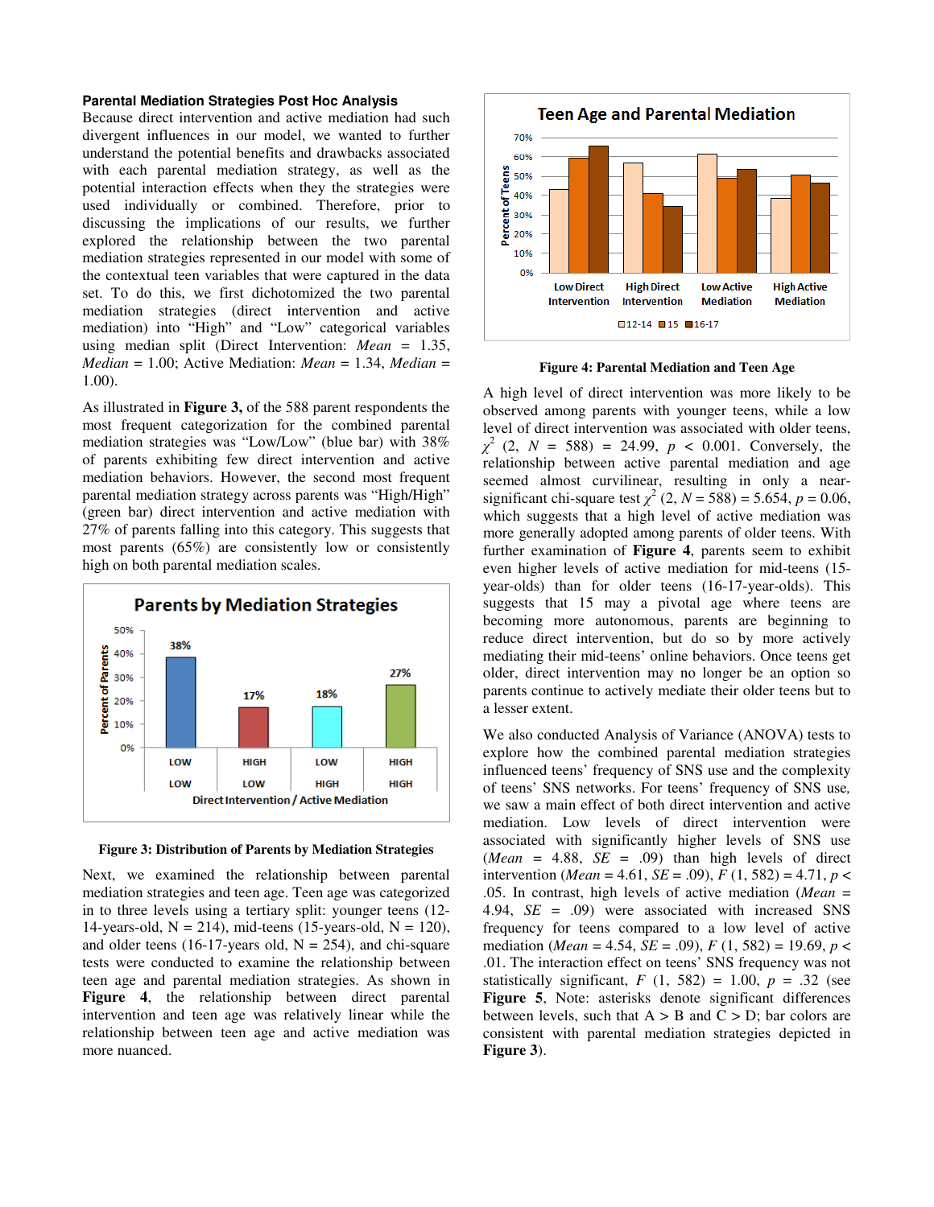### Parental Mediation Strategies Post Hoc Analysis

Because direct intervention and active mediation had such divergent influences in our model, we wanted to further understand the potential benefits and drawbacks associated with each parental mediation strategy, as well as the potential interaction effects when the strategies were used individually or combined. Therefore, prior to discussing the implications of our results, we further explored the relationship between the two parental mediation strategies represented in our model with some of the contextual teen variables that were captured in the data set. To do this, we first dichotomized the two parental mediation strategies (direct intervention and active mediation) into "High" and "Low" categorical variables using median split (Direct Intervention: *Mean* = 1.35, *Median* = 1.00; Active Mediation: *Mean* = 1.34, *Median* = 1.00).

As illustrated in **Figure 3,** of the 588 parent respondents the most frequent categorization for the combined parental mediation strategies was "Low/Low" (blue bar) with 38% of parents exhibiting few direct intervention and active mediation behaviors. However, the second most frequent parental mediation strategy across parents was "High/High" (green bar) direct intervention and active mediation with 27% of parents falling into this category. This suggests that most parents (65%) are consistently low or consistently high on both parental mediation scales.

**Figure 3: Distribution of Parents by Mediation Strategies**

Next, we examined the relationship between parental mediation strategies and teen age. Teen age was categorized in to three levels using a tertiary split: younger teens (12-14-years-old, N = 214), mid-teens (15-years-old, N = 120), and older teens (16-17-years old, N = 254), and chi-square tests were conducted to examine the relationship between teen age and parental mediation strategies. As shown in **Figure 4**, the relationship between direct parental intervention and teen age was relatively linear while the relationship between teen age and active mediation was more nuanced.

**Figure 4: Parental Mediation and Teen Age**

A high level of direct intervention was more likely to be observed among parents with younger teens, while a low level of direct intervention was associated with older teens, $\chi^2$ (2, *N* = 588) = 24.99, $p < 0.001$. Conversely, the relationship between active parental mediation and age seemed almost curvilinear, resulting in only a near-significant chi-square test $\chi^2$ (2, *N* = 588) = 5.654, $p = 0.06$, which suggests that a high level of active mediation was more generally adopted among parents of older teens. With further examination of **Figure 4**, parents seem to exhibit even higher levels of active mediation for mid-teens (15-year-olds) than for older teens (16-17-year-olds). This suggests that 15 may a pivotal age where teens are becoming more autonomous, parents are beginning to reduce direct intervention, but do so by more actively mediating their mid-teens' online behaviors. Once teens get older, direct intervention may no longer be an option so parents continue to actively mediate their older teens but to a lesser extent.

We also conducted Analysis of Variance (ANOVA) tests to explore how the combined parental mediation strategies influenced teens' frequency of SNS use and the complexity of teens' SNS networks. For teens' frequency of SNS use, we saw a main effect of both direct intervention and active mediation. Low levels of direct intervention were associated with significantly higher levels of SNS use (*Mean* = 4.88, *SE* = .09) than high levels of direct intervention (*Mean* = 4.61, *SE* = .09), $F$ (1, 582) = 4.71, $p <$ .05. In contrast, high levels of active mediation (*Mean* = 4.94, *SE* = .09) were associated with increased SNS frequency for teens compared to a low level of active mediation (*Mean* = 4.54, *SE* = .09), $F$ (1, 582) = 19.69, $p <$ .01. The interaction effect on teens' SNS frequency was not statistically significant, $F$ (1, 582) = 1.00, $p$ = .32 (see **Figure 5**, Note: asterisks denote significant differences between levels, such that A > B and C > D; bar colors are consistent with parental mediation strategies depicted in **Figure 3**).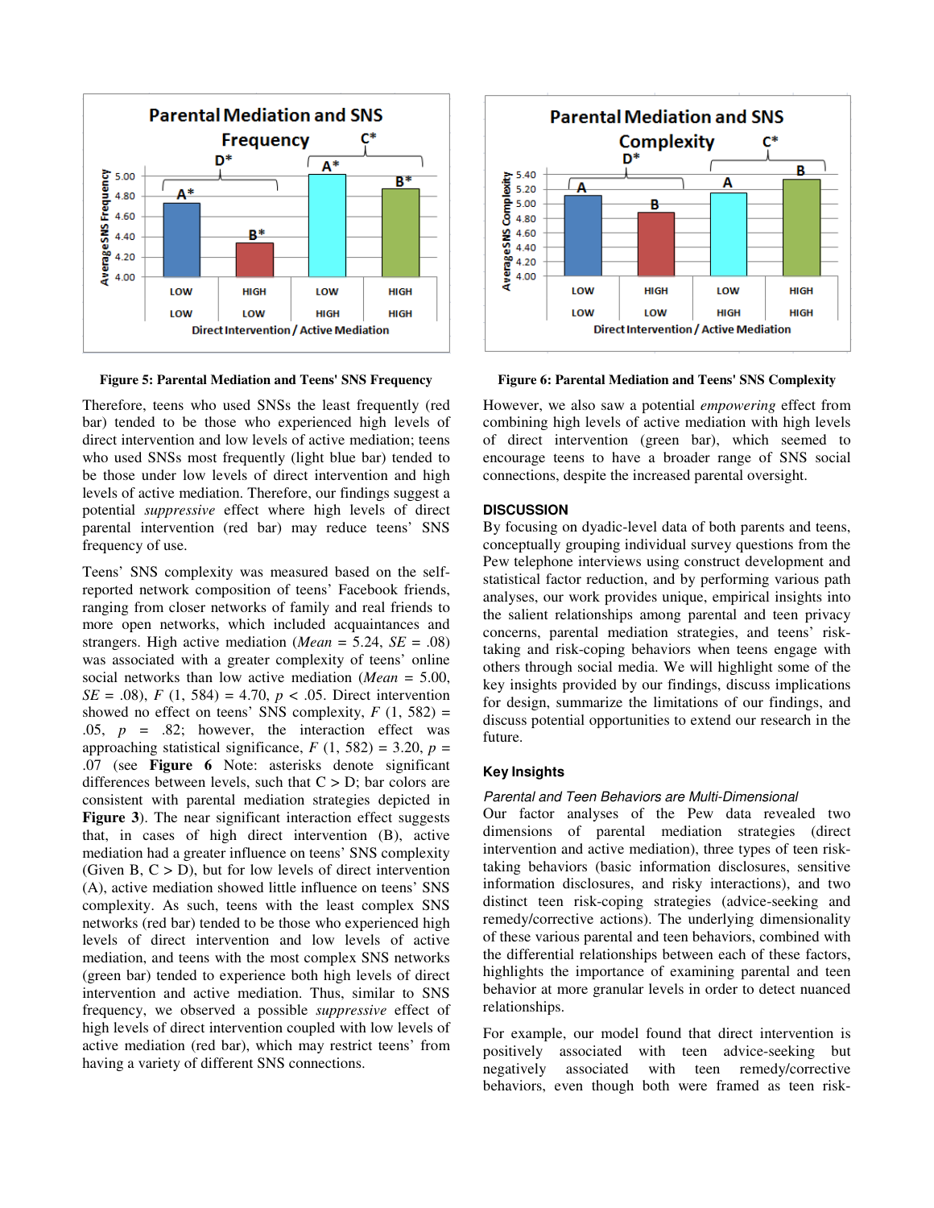Parental Mediation and SNS Frequency

D* C*

A* A* B* B*

Average SNS Frequency

5.00
4.80
4.60
4.40
4.20
4.00

LOW HIGH LOW HIGH

LOW LOW HIGH HIGH

Direct Intervention / Active Mediation

**Figure 5: Parental Mediation and Teens' SNS Frequency**

Parental Mediation and SNS Complexity

D* C*

A B A B

Average SNS Complexity

5.40
5.20
5.00
4.80
4.60
4.40
4.20
4.00

LOW HIGH LOW HIGH

LOW LOW HIGH HIGH

Direct Intervention / Active Mediation

**Figure 6: Parental Mediation and Teens' SNS Complexity**

Therefore, teens who used SNSs the least frequently (red bar) tended to be those who experienced high levels of direct intervention and low levels of active mediation; teens who used SNSs most frequently (light blue bar) tended to be those under low levels of direct intervention and high levels of active mediation. Therefore, our findings suggest a potential *suppressive* effect where high levels of direct parental intervention (red bar) may reduce teens' SNS frequency of use.

Teens' SNS complexity was measured based on the self-reported network composition of teens' Facebook friends, ranging from closer networks of family and real friends to more open networks, which included acquaintances and strangers. High active mediation (*Mean* = 5.24, *SE* = .08) was associated with a greater complexity of teens' online social networks than low active mediation (*Mean* = 5.00, *SE* = .08), $F$ (1, 584) = 4.70, $p < .05$. Direct intervention showed no effect on teens' SNS complexity, $F$ (1, 582) = .05, $p$ = .82; however, the interaction effect was approaching statistical significance, $F$ (1, 582) = 3.20, $p$ = .07 (see **Figure 6** Note: asterisks denote significant differences between levels, such that C > D; bar colors are consistent with parental mediation strategies depicted in **Figure 3**). The near significant interaction effect suggests that, in cases of high direct intervention (B), active mediation had a greater influence on teens' SNS complexity (Given B, C > D), but for low levels of direct intervention (A), active mediation showed little influence on teens' SNS complexity. As such, teens with the least complex SNS networks (red bar) tended to be those who experienced high levels of direct intervention and low levels of active mediation, and teens with the most complex SNS networks (green bar) tended to experience both high levels of direct intervention and active mediation. Thus, similar to SNS frequency, we observed a possible *suppressive* effect of high levels of direct intervention coupled with low levels of active mediation (red bar), which may restrict teens' from having a variety of different SNS connections.

However, we also saw a potential *empowering* effect from combining high levels of active mediation with high levels of direct intervention (green bar), which seemed to encourage teens to have a broader range of SNS social connections, despite the increased parental oversight.

## DISCUSSION

By focusing on dyadic-level data of both parents and teens, conceptually grouping individual survey questions from the Pew telephone interviews using construct development and statistical factor reduction, and by performing various path analyses, our work provides unique, empirical insights into the salient relationships among parental and teen privacy concerns, parental mediation strategies, and teens' risk-taking and risk-coping behaviors when teens engage with others through social media. We will highlight some of the key insights provided by our findings, discuss implications for design, summarize the limitations of our findings, and discuss potential opportunities to extend our research in the future.

### Key Insights

*Parental and Teen Behaviors are Multi-Dimensional*

Our factor analyses of the Pew data revealed two dimensions of parental mediation strategies (direct intervention and active mediation), three types of teen risk-taking behaviors (basic information disclosures, sensitive information disclosures, and risky interactions), and two distinct teen risk-coping strategies (advice-seeking and remedy/corrective actions). The underlying dimensionality of these various parental and teen behaviors, combined with the differential relationships between each of these factors, highlights the importance of examining parental and teen behavior at more granular levels in order to detect nuanced relationships.

For example, our model found that direct intervention is positively associated with teen advice-seeking but negatively associated with teen remedy/corrective behaviors, even though both were framed as teen risk-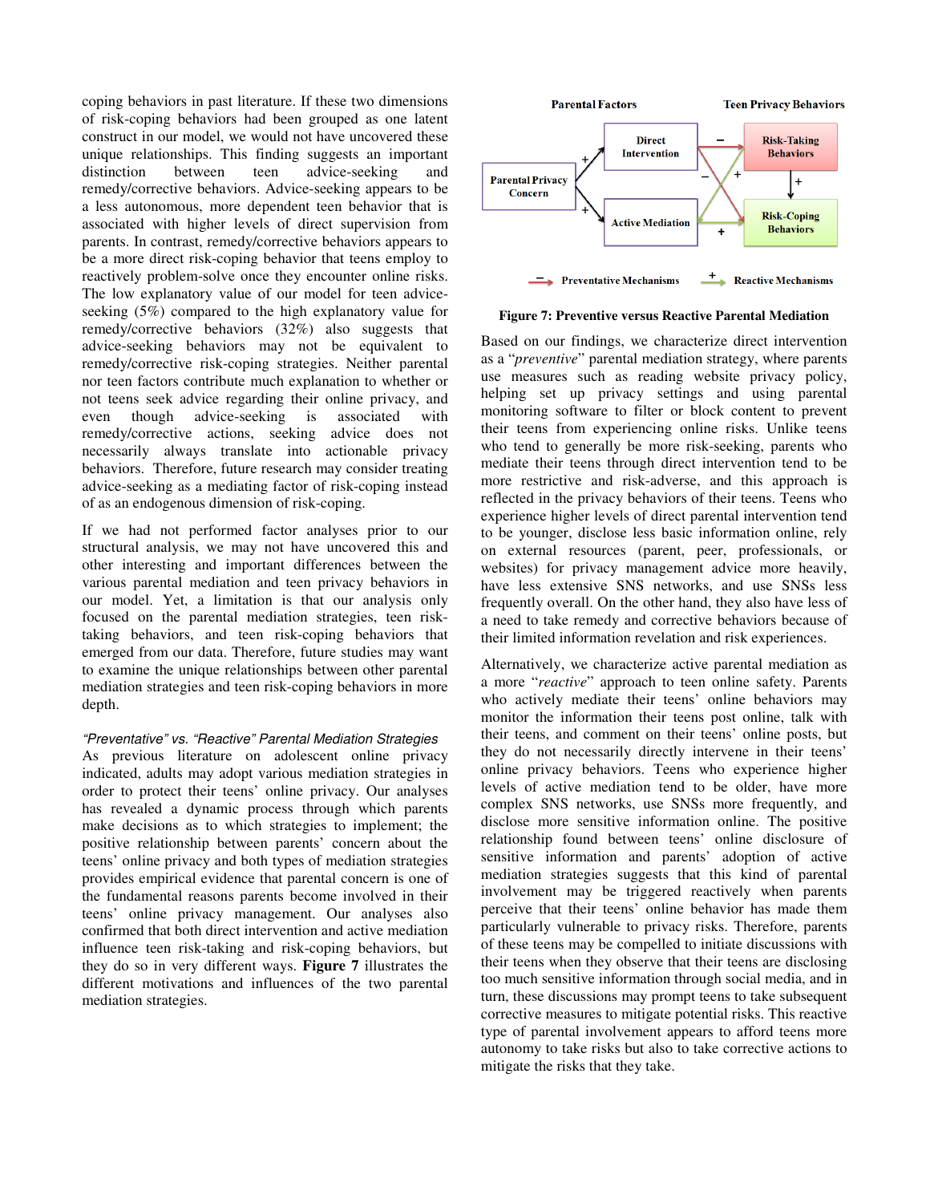coping behaviors in past literature. If these two dimensions of risk-coping behaviors had been grouped as one latent construct in our model, we would not have uncovered these unique relationships. This finding suggests an important distinction between teen advice-seeking and remedy/corrective behaviors. Advice-seeking appears to be a less autonomous, more dependent teen behavior that is associated with higher levels of direct supervision from parents. In contrast, remedy/corrective behaviors appears to be a more direct risk-coping behavior that teens employ to reactively problem-solve once they encounter online risks. The low explanatory value of our model for teen advice-seeking (5%) compared to the high explanatory value for remedy/corrective behaviors (32%) also suggests that advice-seeking behaviors may not be equivalent to remedy/corrective risk-coping strategies. Neither parental nor teen factors contribute much explanation to whether or not teens seek advice regarding their online privacy, and even though advice-seeking is associated with remedy/corrective actions, seeking advice does not necessarily always translate into actionable privacy behaviors. Therefore, future research may consider treating advice-seeking as a mediating factor of risk-coping instead of as an endogenous dimension of risk-coping.

If we had not performed factor analyses prior to our structural analysis, we may not have uncovered this and other interesting and important differences between the various parental mediation and teen privacy behaviors in our model. Yet, a limitation is that our analysis only focused on the parental mediation strategies, teen risk-taking behaviors, and teen risk-coping behaviors that emerged from our data. Therefore, future studies may want to examine the unique relationships between other parental mediation strategies and teen risk-coping behaviors in more depth.

*"Preventative" vs. "Reactive" Parental Mediation Strategies*

As previous literature on adolescent online privacy indicated, adults may adopt various mediation strategies in order to protect their teens' online privacy. Our analyses has revealed a dynamic process through which parents make decisions as to which strategies to implement; the positive relationship between parents' concern about the teens' online privacy and both types of mediation strategies provides empirical evidence that parental concern is one of the fundamental reasons parents become involved in their teens' online privacy management. Our analyses also confirmed that both direct intervention and active mediation influence teen risk-taking and risk-coping behaviors, but they do so in very different ways. **Figure 7** illustrates the different motivations and influences of the two parental mediation strategies.

Parental Factors

Teen Privacy Behaviors

Parental Privacy Concern

Direct Intervention

Active Mediation

Risk-Taking Behaviors

Risk-Coping Behaviors

Preventative Mechanisms

Reactive Mechanisms

**Figure 7: Preventive versus Reactive Parental Mediation**

Based on our findings, we characterize direct intervention as a "*preventive*" parental mediation strategy, where parents use measures such as reading website privacy policy, helping set up privacy settings and using parental monitoring software to filter or block content to prevent their teens from experiencing online risks. Unlike teens who tend to generally be more risk-seeking, parents who mediate their teens through direct intervention tend to be more restrictive and risk-adverse, and this approach is reflected in the privacy behaviors of their teens. Teens who experience higher levels of direct parental intervention tend to be younger, disclose less basic information online, rely on external resources (parent, peer, professionals, or websites) for privacy management advice more heavily, have less extensive SNS networks, and use SNSs less frequently overall. On the other hand, they also have less of a need to take remedy and corrective behaviors because of their limited information revelation and risk experiences.

Alternatively, we characterize active parental mediation as a more "*reactive*" approach to teen online safety. Parents who actively mediate their teens' online behaviors may monitor the information their teens post online, talk with their teens, and comment on their teens' online posts, but they do not necessarily directly intervene in their teens' online privacy behaviors. Teens who experience higher levels of active mediation tend to be older, have more complex SNS networks, use SNSs more frequently, and disclose more sensitive information online. The positive relationship found between teens' online disclosure of sensitive information and parents' adoption of active mediation strategies suggests that this kind of parental involvement may be triggered reactively when parents perceive that their teens' online behavior has made them particularly vulnerable to privacy risks. Therefore, parents of these teens may be compelled to initiate discussions with their teens when they observe that their teens are disclosing too much sensitive information through social media, and in turn, these discussions may prompt teens to take subsequent corrective measures to mitigate potential risks. This reactive type of parental involvement appears to afford teens more autonomy to take risks but also to take corrective actions to mitigate the risks that they take.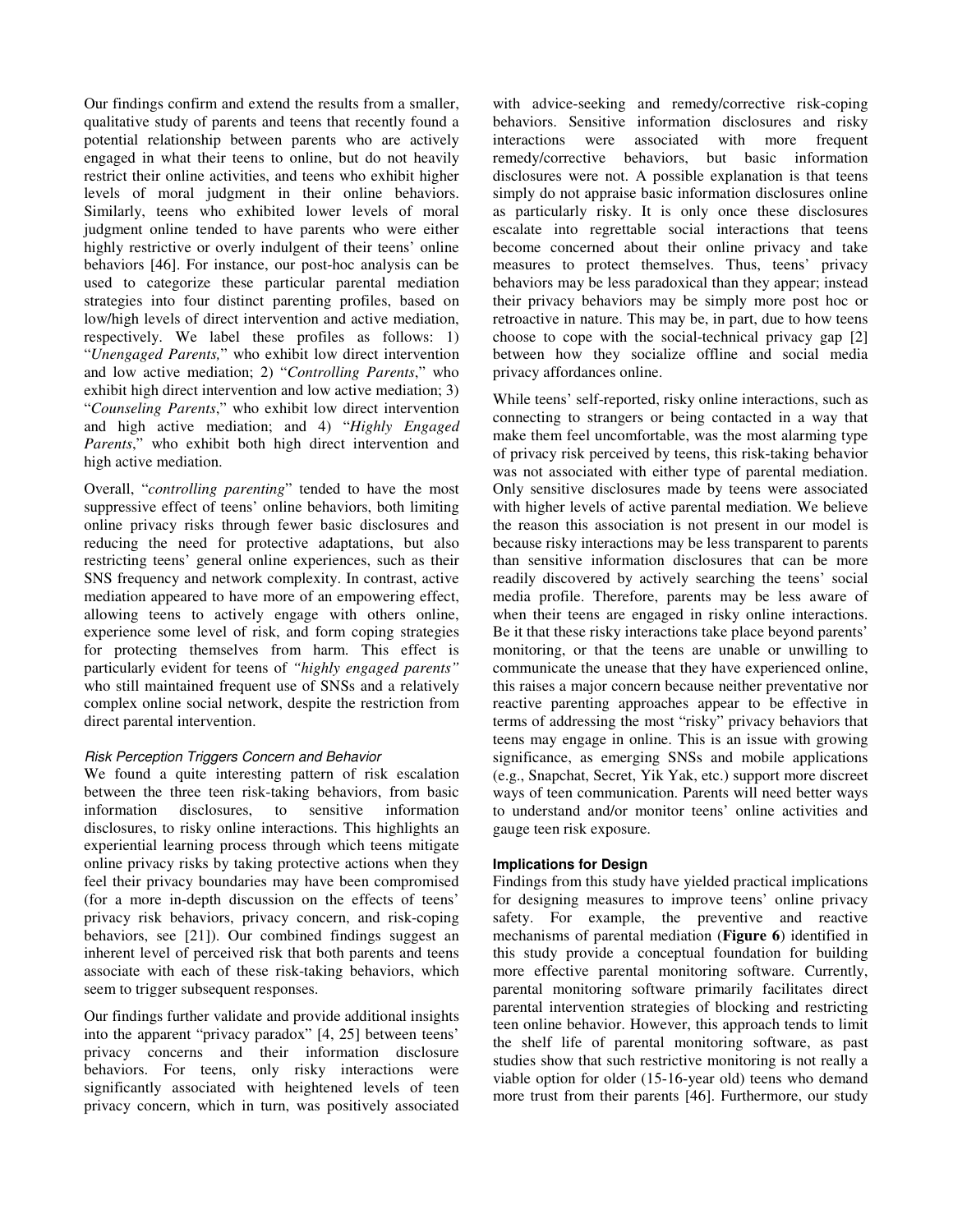Our findings confirm and extend the results from a smaller, qualitative study of parents and teens that recently found a potential relationship between parents who are actively engaged in what their teens to online, but do not heavily restrict their online activities, and teens who exhibit higher levels of moral judgment in their online behaviors. Similarly, teens who exhibited lower levels of moral judgment online tended to have parents who were either highly restrictive or overly indulgent of their teens' online behaviors [46]. For instance, our post-hoc analysis can be used to categorize these particular parental mediation strategies into four distinct parenting profiles, based on low/high levels of direct intervention and active mediation, respectively. We label these profiles as follows: 1) "*Unengaged Parents,*" who exhibit low direct intervention and low active mediation; 2) "*Controlling Parents*," who exhibit high direct intervention and low active mediation; 3) "*Counseling Parents*," who exhibit low direct intervention and high active mediation; and 4) "*Highly Engaged Parents*," who exhibit both high direct intervention and high active mediation.

Overall, "*controlling parenting*" tended to have the most suppressive effect of teens' online behaviors, both limiting online privacy risks through fewer basic disclosures and reducing the need for protective adaptations, but also restricting teens' general online experiences, such as their SNS frequency and network complexity. In contrast, active mediation appeared to have more of an empowering effect, allowing teens to actively engage with others online, experience some level of risk, and form coping strategies for protecting themselves from harm. This effect is particularly evident for teens of *"highly engaged parents"* who still maintained frequent use of SNSs and a relatively complex online social network, despite the restriction from direct parental intervention.

### *Risk Perception Triggers Concern and Behavior*

We found a quite interesting pattern of risk escalation between the three teen risk-taking behaviors, from basic information disclosures, to sensitive information disclosures, to risky online interactions. This highlights an experiential learning process through which teens mitigate online privacy risks by taking protective actions when they feel their privacy boundaries may have been compromised (for a more in-depth discussion on the effects of teens' privacy risk behaviors, privacy concern, and risk-coping behaviors, see [21]). Our combined findings suggest an inherent level of perceived risk that both parents and teens associate with each of these risk-taking behaviors, which seem to trigger subsequent responses.

Our findings further validate and provide additional insights into the apparent "privacy paradox" [4, 25] between teens' privacy concerns and their information disclosure behaviors. For teens, only risky interactions were significantly associated with heightened levels of teen privacy concern, which in turn, was positively associated with advice-seeking and remedy/corrective risk-coping behaviors. Sensitive information disclosures and risky interactions were associated with more frequent remedy/corrective behaviors, but basic information disclosures were not. A possible explanation is that teens simply do not appraise basic information disclosures online as particularly risky. It is only once these disclosures escalate into regrettable social interactions that teens become concerned about their online privacy and take measures to protect themselves. Thus, teens' privacy behaviors may be less paradoxical than they appear; instead their privacy behaviors may be simply more post hoc or retroactive in nature. This may be, in part, due to how teens choose to cope with the social-technical privacy gap [2] between how they socialize offline and social media privacy affordances online.

While teens' self-reported, risky online interactions, such as connecting to strangers or being contacted in a way that make them feel uncomfortable, was the most alarming type of privacy risk perceived by teens, this risk-taking behavior was not associated with either type of parental mediation. Only sensitive disclosures made by teens were associated with higher levels of active parental mediation. We believe the reason this association is not present in our model is because risky interactions may be less transparent to parents than sensitive information disclosures that can be more readily discovered by actively searching the teens' social media profile. Therefore, parents may be less aware of when their teens are engaged in risky online interactions. Be it that these risky interactions take place beyond parents' monitoring, or that the teens are unable or unwilling to communicate the unease that they have experienced online, this raises a major concern because neither preventative nor reactive parenting approaches appear to be effective in terms of addressing the most "risky" privacy behaviors that teens may engage in online. This is an issue with growing significance, as emerging SNSs and mobile applications (e.g., Snapchat, Secret, Yik Yak, etc.) support more discreet ways of teen communication. Parents will need better ways to understand and/or monitor teens' online activities and gauge teen risk exposure.

### Implications for Design

Findings from this study have yielded practical implications for designing measures to improve teens' online privacy safety. For example, the preventive and reactive mechanisms of parental mediation (**Figure 6**) identified in this study provide a conceptual foundation for building more effective parental monitoring software. Currently, parental monitoring software primarily facilitates direct parental intervention strategies of blocking and restricting teen online behavior. However, this approach tends to limit the shelf life of parental monitoring software, as past studies show that such restrictive monitoring is not really a viable option for older (15-16-year old) teens who demand more trust from their parents [46]. Furthermore, our study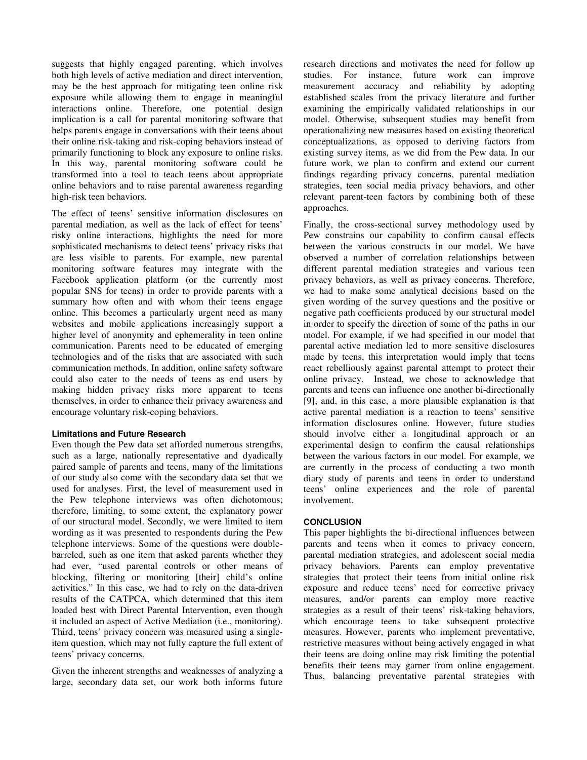suggests that highly engaged parenting, which involves both high levels of active mediation and direct intervention, may be the best approach for mitigating teen online risk exposure while allowing them to engage in meaningful interactions online. Therefore, one potential design implication is a call for parental monitoring software that helps parents engage in conversations with their teens about their online risk-taking and risk-coping behaviors instead of primarily functioning to block any exposure to online risks. In this way, parental monitoring software could be transformed into a tool to teach teens about appropriate online behaviors and to raise parental awareness regarding high-risk teen behaviors.

The effect of teens' sensitive information disclosures on parental mediation, as well as the lack of effect for teens' risky online interactions, highlights the need for more sophisticated mechanisms to detect teens' privacy risks that are less visible to parents. For example, new parental monitoring software features may integrate with the Facebook application platform (or the currently most popular SNS for teens) in order to provide parents with a summary how often and with whom their teens engage online. This becomes a particularly urgent need as many websites and mobile applications increasingly support a higher level of anonymity and ephemerality in teen online communication. Parents need to be educated of emerging technologies and of the risks that are associated with such communication methods. In addition, online safety software could also cater to the needs of teens as end users by making hidden privacy risks more apparent to teens themselves, in order to enhance their privacy awareness and encourage voluntary risk-coping behaviors.

#### Limitations and Future Research

Even though the Pew data set afforded numerous strengths, such as a large, nationally representative and dyadically paired sample of parents and teens, many of the limitations of our study also come with the secondary data set that we used for analyses. First, the level of measurement used in the Pew telephone interviews was often dichotomous; therefore, limiting, to some extent, the explanatory power of our structural model. Secondly, we were limited to item wording as it was presented to respondents during the Pew telephone interviews. Some of the questions were double-barreled, such as one item that asked parents whether they had ever, "used parental controls or other means of blocking, filtering or monitoring [their] child's online activities." In this case, we had to rely on the data-driven results of the CATPCA, which determined that this item loaded best with Direct Parental Intervention, even though it included an aspect of Active Mediation (i.e., monitoring). Third, teens' privacy concern was measured using a single-item question, which may not fully capture the full extent of teens' privacy concerns.

Given the inherent strengths and weaknesses of analyzing a large, secondary data set, our work both informs future research directions and motivates the need for follow up studies. For instance, future work can improve measurement accuracy and reliability by adopting established scales from the privacy literature and further examining the empirically validated relationships in our model. Otherwise, subsequent studies may benefit from operationalizing new measures based on existing theoretical conceptualizations, as opposed to deriving factors from existing survey items, as we did from the Pew data. In our future work, we plan to confirm and extend our current findings regarding privacy concerns, parental mediation strategies, teen social media privacy behaviors, and other relevant parent-teen factors by combining both of these approaches.

Finally, the cross-sectional survey methodology used by Pew constrains our capability to confirm causal effects between the various constructs in our model. We have observed a number of correlation relationships between different parental mediation strategies and various teen privacy behaviors, as well as privacy concerns. Therefore, we had to make some analytical decisions based on the given wording of the survey questions and the positive or negative path coefficients produced by our structural model in order to specify the direction of some of the paths in our model. For example, if we had specified in our model that parental active mediation led to more sensitive disclosures made by teens, this interpretation would imply that teens react rebelliously against parental attempt to protect their online privacy. Instead, we chose to acknowledge that parents and teens can influence one another bi-directionally [9], and, in this case, a more plausible explanation is that active parental mediation is a reaction to teens' sensitive information disclosures online. However, future studies should involve either a longitudinal approach or an experimental design to confirm the causal relationships between the various factors in our model. For example, we are currently in the process of conducting a two month diary study of parents and teens in order to understand teens' online experiences and the role of parental involvement.

### CONCLUSION

This paper highlights the bi-directional influences between parents and teens when it comes to privacy concern, parental mediation strategies, and adolescent social media privacy behaviors. Parents can employ preventative strategies that protect their teens from initial online risk exposure and reduce teens' need for corrective privacy measures, and/or parents can employ more reactive strategies as a result of their teens' risk-taking behaviors, which encourage teens to take subsequent protective measures. However, parents who implement preventative, restrictive measures without being actively engaged in what their teens are doing online may risk limiting the potential benefits their teens may garner from online engagement. Thus, balancing preventative parental strategies with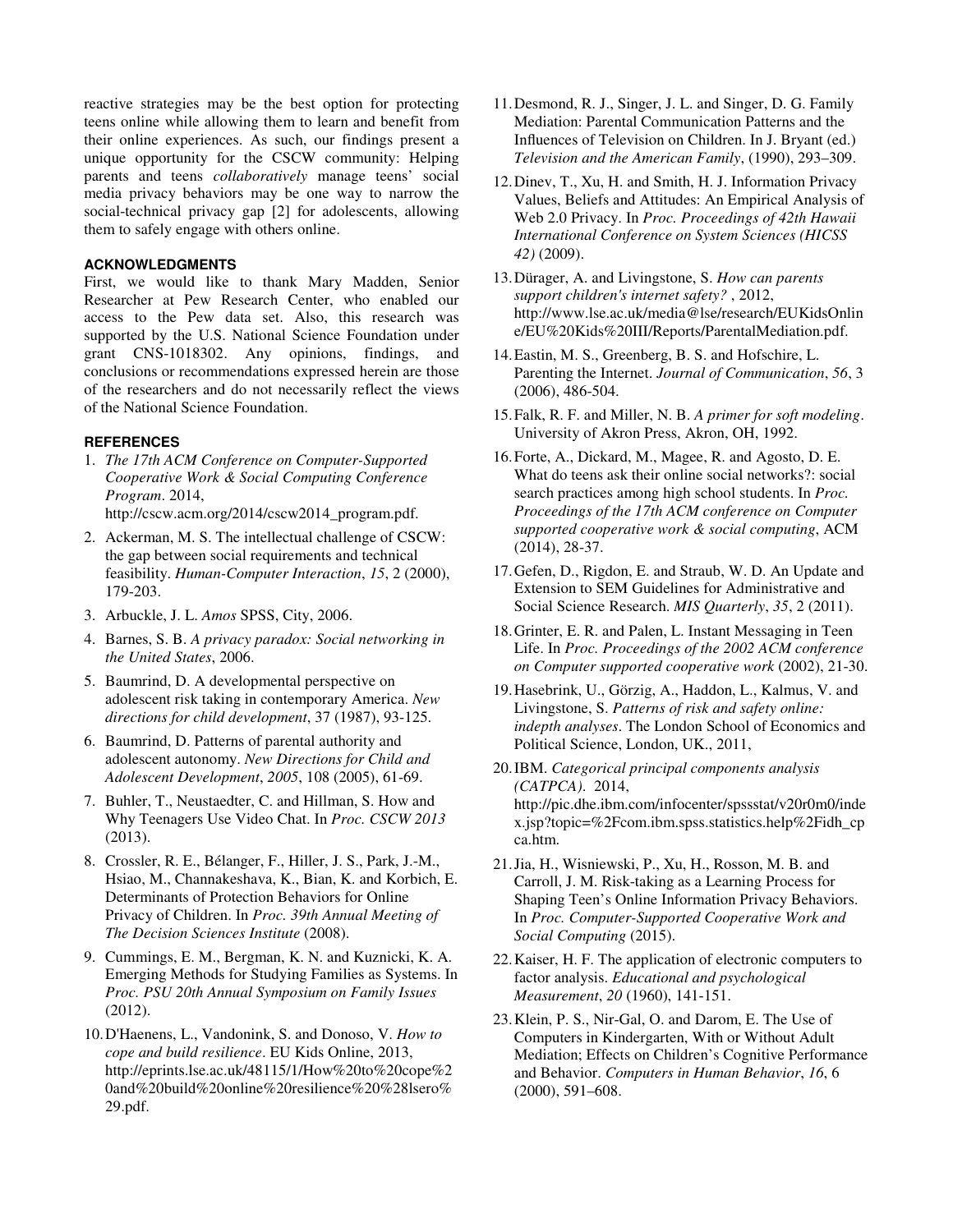reactive strategies may be the best option for protecting teens online while allowing them to learn and benefit from their online experiences. As such, our findings present a unique opportunity for the CSCW community: Helping parents and teens *collaboratively* manage teens' social media privacy behaviors may be one way to narrow the social-technical privacy gap [2] for adolescents, allowing them to safely engage with others online.

## ACKNOWLEDGMENTS

First, we would like to thank Mary Madden, Senior Researcher at Pew Research Center, who enabled our access to the Pew data set. Also, this research was supported by the U.S. National Science Foundation under grant CNS-1018302. Any opinions, findings, and conclusions or recommendations expressed herein are those of the researchers and do not necessarily reflect the views of the National Science Foundation.

## REFERENCES

1. *The 17th ACM Conference on Computer-Supported Cooperative Work & Social Computing Conference Program*. 2014, http://cscw.acm.org/2014/cscw2014_program.pdf.
2. Ackerman, M. S. The intellectual challenge of CSCW: the gap between social requirements and technical feasibility. *Human-Computer Interaction*, *15*, 2 (2000), 179-203.
3. Arbuckle, J. L. *Amos* SPSS, City, 2006.
4. Barnes, S. B. *A privacy paradox: Social networking in the United States*, 2006.
5. Baumrind, D. A developmental perspective on adolescent risk taking in contemporary America. *New directions for child development*, 37 (1987), 93-125.
6. Baumrind, D. Patterns of parental authority and adolescent autonomy. *New Directions for Child and Adolescent Development*, *2005*, 108 (2005), 61-69.
7. Buhler, T., Neustaedter, C. and Hillman, S. How and Why Teenagers Use Video Chat. In *Proc. CSCW 2013* (2013).
8. Crossler, R. E., Bélanger, F., Hiller, J. S., Park, J.-M., Hsiao, M., Channakeshava, K., Bian, K. and Korbich, E. Determinants of Protection Behaviors for Online Privacy of Children. In *Proc. 39th Annual Meeting of The Decision Sciences Institute* (2008).
9. Cummings, E. M., Bergman, K. N. and Kuznicki, K. A. Emerging Methods for Studying Families as Systems. In *Proc. PSU 20th Annual Symposium on Family Issues* (2012).
10. D'Haenens, L., Vandonink, S. and Donoso, V. *How to cope and build resilience*. EU Kids Online, 2013, http://eprints.lse.ac.uk/48115/1/How%20to%20cope%20and%20build%20online%20resilience%20%28lsero%29.pdf.
11. Desmond, R. J., Singer, J. L. and Singer, D. G. Family Mediation: Parental Communication Patterns and the Influences of Television on Children. In J. Bryant (ed.) *Television and the American Family*, (1990), 293–309.
12. Dinev, T., Xu, H. and Smith, H. J. Information Privacy Values, Beliefs and Attitudes: An Empirical Analysis of Web 2.0 Privacy. In *Proc. Proceedings of 42th Hawaii International Conference on System Sciences (HICSS 42)* (2009).
13. Dürager, A. and Livingstone, S. *How can parents support children's internet safety?* , 2012, http://www.lse.ac.uk/media@lse/research/EUKidsOnline/EU%20Kids%20III/Reports/ParentalMediation.pdf.
14. Eastin, M. S., Greenberg, B. S. and Hofschire, L. Parenting the Internet. *Journal of Communication*, *56*, 3 (2006), 486-504.
15. Falk, R. F. and Miller, N. B. *A primer for soft modeling*. University of Akron Press, Akron, OH, 1992.
16. Forte, A., Dickard, M., Magee, R. and Agosto, D. E. What do teens ask their online social networks?: social search practices among high school students. In *Proc. Proceedings of the 17th ACM conference on Computer supported cooperative work & social computing*, ACM (2014), 28-37.
17. Gefen, D., Rigdon, E. and Straub, W. D. An Update and Extension to SEM Guidelines for Administrative and Social Science Research. *MIS Quarterly*, *35*, 2 (2011).
18. Grinter, E. R. and Palen, L. Instant Messaging in Teen Life. In *Proc. Proceedings of the 2002 ACM conference on Computer supported cooperative work* (2002), 21-30.
19. Hasebrink, U., Görzig, A., Haddon, L., Kalmus, V. and Livingstone, S. *Patterns of risk and safety online: indepth analyses*. The London School of Economics and Political Science, London, UK., 2011,
20. IBM. *Categorical principal components analysis (CATPCA)*. 2014, http://pic.dhe.ibm.com/infocenter/spssstat/v20r0m0/index.jsp?topic=%2Fcom.ibm.spss.statistics.help%2Fidh_cpca.htm.
21. Jia, H., Wisniewski, P., Xu, H., Rosson, M. B. and Carroll, J. M. Risk-taking as a Learning Process for Shaping Teen's Online Information Privacy Behaviors. In *Proc. Computer-Supported Cooperative Work and Social Computing* (2015).
22. Kaiser, H. F. The application of electronic computers to factor analysis. *Educational and psychological Measurement*, *20* (1960), 141-151.
23. Klein, P. S., Nir-Gal, O. and Darom, E. The Use of Computers in Kindergarten, With or Without Adult Mediation; Effects on Children's Cognitive Performance and Behavior. *Computers in Human Behavior*, *16*, 6 (2000), 591–608.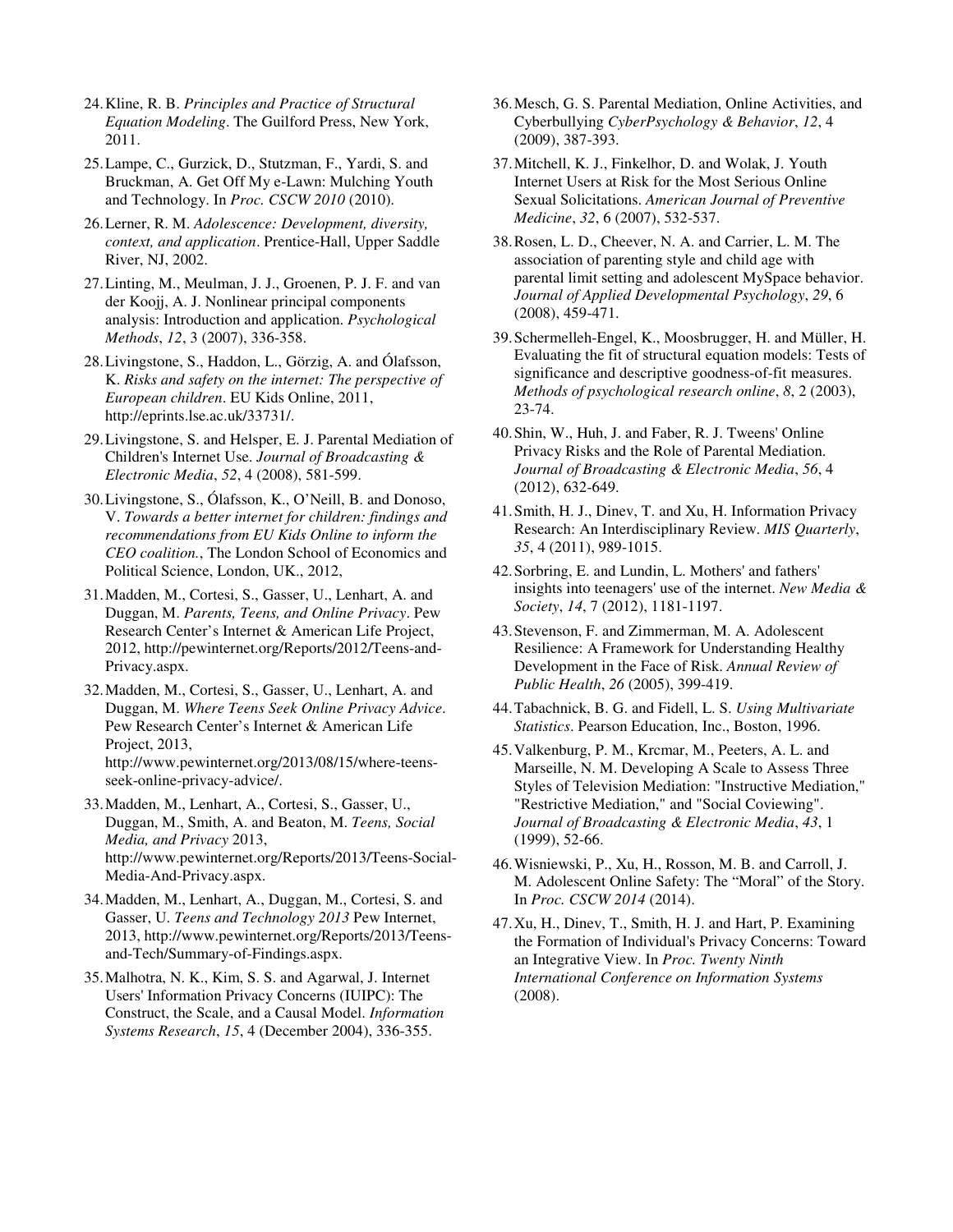24. Kline, R. B. *Principles and Practice of Structural Equation Modeling*. The Guilford Press, New York, 2011.

25. Lampe, C., Gurzick, D., Stutzman, F., Yardi, S. and Bruckman, A. Get Off My e-Lawn: Mulching Youth and Technology. In *Proc. CSCW 2010* (2010).

26. Lerner, R. M. *Adolescence: Development, diversity, context, and application*. Prentice-Hall, Upper Saddle River, NJ, 2002.

27. Linting, M., Meulman, J. J., Groenen, P. J. F. and van der Koojj, A. J. Nonlinear principal components analysis: Introduction and application. *Psychological Methods*, *12*, 3 (2007), 336-358.

28. Livingstone, S., Haddon, L., Görzig, A. and Ólafsson, K. *Risks and safety on the internet: The perspective of European children*. EU Kids Online, 2011, http://eprints.lse.ac.uk/33731/.

29. Livingstone, S. and Helsper, E. J. Parental Mediation of Children's Internet Use. *Journal of Broadcasting & Electronic Media*, *52*, 4 (2008), 581-599.

30. Livingstone, S., Ólafsson, K., O'Neill, B. and Donoso, V. *Towards a better internet for children: findings and recommendations from EU Kids Online to inform the CEO coalition.*, The London School of Economics and Political Science, London, UK., 2012,

31. Madden, M., Cortesi, S., Gasser, U., Lenhart, A. and Duggan, M. *Parents, Teens, and Online Privacy*. Pew Research Center's Internet & American Life Project, 2012, http://pewinternet.org/Reports/2012/Teens-and-Privacy.aspx.

32. Madden, M., Cortesi, S., Gasser, U., Lenhart, A. and Duggan, M. *Where Teens Seek Online Privacy Advice*. Pew Research Center's Internet & American Life Project, 2013, http://www.pewinternet.org/2013/08/15/where-teens-seek-online-privacy-advice/.

33. Madden, M., Lenhart, A., Cortesi, S., Gasser, U., Duggan, M., Smith, A. and Beaton, M. *Teens, Social Media, and Privacy* 2013, http://www.pewinternet.org/Reports/2013/Teens-Social-Media-And-Privacy.aspx.

34. Madden, M., Lenhart, A., Duggan, M., Cortesi, S. and Gasser, U. *Teens and Technology 2013* Pew Internet, 2013, http://www.pewinternet.org/Reports/2013/Teens-and-Tech/Summary-of-Findings.aspx.

35. Malhotra, N. K., Kim, S. S. and Agarwal, J. Internet Users' Information Privacy Concerns (IUIPC): The Construct, the Scale, and a Causal Model. *Information Systems Research*, *15*, 4 (December 2004), 336-355.

36. Mesch, G. S. Parental Mediation, Online Activities, and Cyberbullying *CyberPsychology & Behavior*, *12*, 4 (2009), 387-393.

37. Mitchell, K. J., Finkelhor, D. and Wolak, J. Youth Internet Users at Risk for the Most Serious Online Sexual Solicitations. *American Journal of Preventive Medicine*, *32*, 6 (2007), 532-537.

38. Rosen, L. D., Cheever, N. A. and Carrier, L. M. The association of parenting style and child age with parental limit setting and adolescent MySpace behavior. *Journal of Applied Developmental Psychology*, *29*, 6 (2008), 459-471.

39. Schermelleh-Engel, K., Moosbrugger, H. and Müller, H. Evaluating the fit of structural equation models: Tests of significance and descriptive goodness-of-fit measures. *Methods of psychological research online*, *8*, 2 (2003), 23-74.

40. Shin, W., Huh, J. and Faber, R. J. Tweens' Online Privacy Risks and the Role of Parental Mediation. *Journal of Broadcasting & Electronic Media*, *56*, 4 (2012), 632-649.

41. Smith, H. J., Dinev, T. and Xu, H. Information Privacy Research: An Interdisciplinary Review. *MIS Quarterly*, *35*, 4 (2011), 989-1015.

42. Sorbring, E. and Lundin, L. Mothers' and fathers' insights into teenagers' use of the internet. *New Media & Society*, *14*, 7 (2012), 1181-1197.

43. Stevenson, F. and Zimmerman, M. A. Adolescent Resilience: A Framework for Understanding Healthy Development in the Face of Risk. *Annual Review of Public Health*, *26* (2005), 399-419.

44. Tabachnick, B. G. and Fidell, L. S. *Using Multivariate Statistics*. Pearson Education, Inc., Boston, 1996.

45. Valkenburg, P. M., Krcmar, M., Peeters, A. L. and Marseille, N. M. Developing A Scale to Assess Three Styles of Television Mediation: "Instructive Mediation," "Restrictive Mediation," and "Social Coviewing". *Journal of Broadcasting & Electronic Media*, *43*, 1 (1999), 52-66.

46. Wisniewski, P., Xu, H., Rosson, M. B. and Carroll, J. M. Adolescent Online Safety: The "Moral" of the Story. In *Proc. CSCW 2014* (2014).

47. Xu, H., Dinev, T., Smith, H. J. and Hart, P. Examining the Formation of Individual's Privacy Concerns: Toward an Integrative View. In *Proc. Twenty Ninth International Conference on Information Systems* (2008).